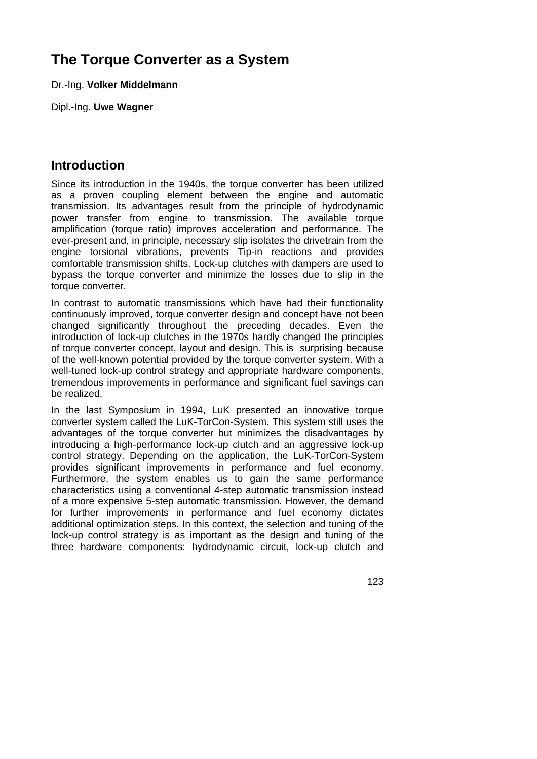# The Torque Converter as a System

Dr.-Ing. **Volker Middelmann**

Dipl.-Ing. **Uwe Wagner**

## Introduction

Since its introduction in the 1940s, the torque converter has been utilized as a proven coupling element between the engine and automatic transmission. Its advantages result from the principle of hydrodynamic power transfer from engine to transmission. The available torque amplification (torque ratio) improves acceleration and performance. The ever-present and, in principle, necessary slip isolates the drivetrain from the engine torsional vibrations, prevents Tip-in reactions and provides comfortable transmission shifts. Lock-up clutches with dampers are used to bypass the torque converter and minimize the losses due to slip in the torque converter.

In contrast to automatic transmissions which have had their functionality continuously improved, torque converter design and concept have not been changed significantly throughout the preceding decades. Even the introduction of lock-up clutches in the 1970s hardly changed the principles of torque converter concept, layout and design. This is surprising because of the well-known potential provided by the torque converter system. With a well-tuned lock-up control strategy and appropriate hardware components, tremendous improvements in performance and significant fuel savings can be realized.

In the last Symposium in 1994, LuK presented an innovative torque converter system called the LuK-TorCon-System. This system still uses the advantages of the torque converter but minimizes the disadvantages by introducing a high-performance lock-up clutch and an aggressive lock-up control strategy. Depending on the application, the LuK-TorCon-System provides significant improvements in performance and fuel economy. Furthermore, the system enables us to gain the same performance characteristics using a conventional 4-step automatic transmission instead of a more expensive 5-step automatic transmission. However, the demand for further improvements in performance and fuel economy dictates additional optimization steps. In this context, the selection and tuning of the lock-up control strategy is as important as the design and tuning of the three hardware components: hydrodynamic circuit, lock-up clutch and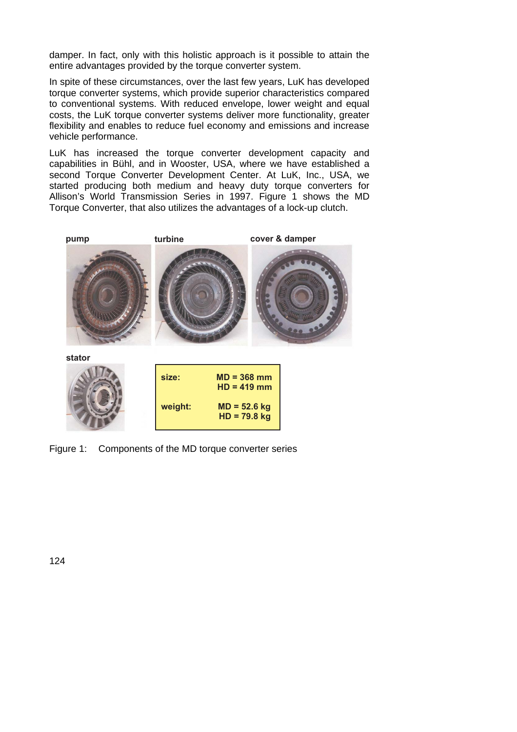damper. In fact, only with this holistic approach is it possible to attain the entire advantages provided by the torque converter system.

In spite of these circumstances, over the last few years, LuK has developed torque converter systems, which provide superior characteristics compared to conventional systems. With reduced envelope, lower weight and equal costs, the LuK torque converter systems deliver more functionality, greater flexibility and enables to reduce fuel economy and emissions and increase vehicle performance.

LuK has increased the torque converter development capacity and capabilities in Bühl, and in Wooster, USA, where we have established a second Torque Converter Development Center. At LuK, Inc., USA, we started producing both medium and heavy duty torque converters for Allison's World Transmission Series in 1997. Figure 1 shows the MD Torque Converter, that also utilizes the advantages of a lock-up clutch.

pump | turbine | cover & damper

stator

| | |
|---|---|
| size: | MD = 368 mm<br>HD = 419 mm |
| weight: | MD = 52.6 kg<br>HD = 79.8 kg |

Figure 1: Components of the MD torque converter series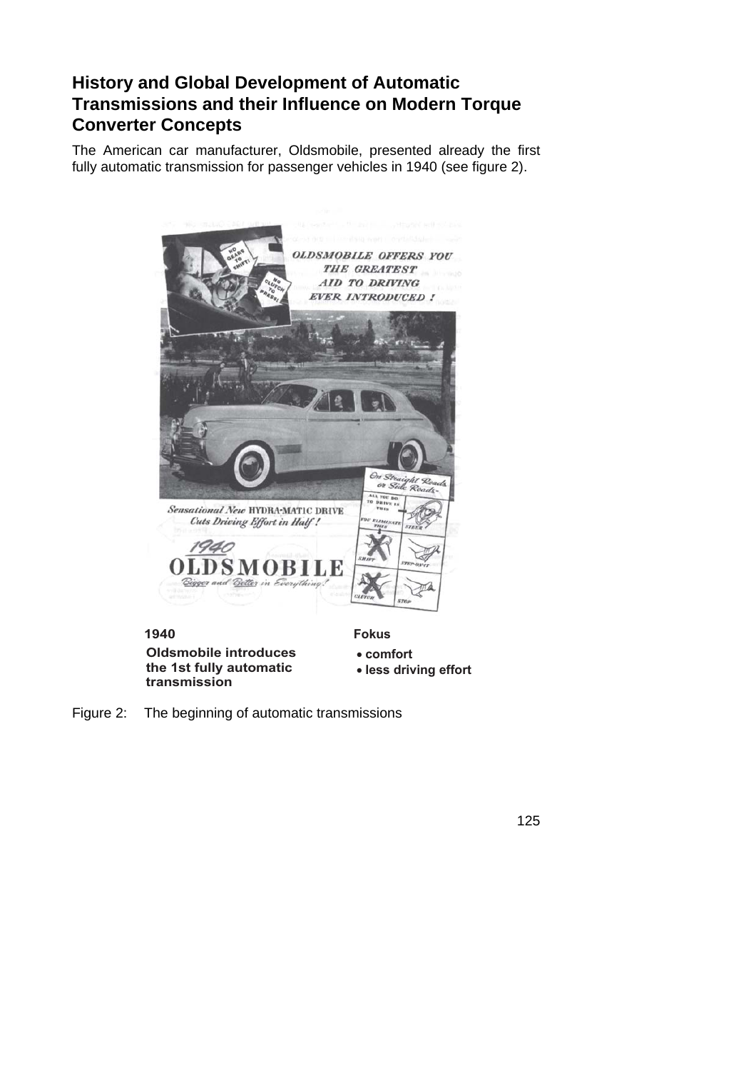## History and Global Development of Automatic Transmissions and their Influence on Modern Torque Converter Concepts

The American car manufacturer, Oldsmobile, presented already the first fully automatic transmission for passenger vehicles in 1940 (see figure 2).

**1940**

**Oldsmobile introduces the 1st fully automatic transmission**

**Fokus**

- **comfort**
- **less driving effort**

Figure 2: The beginning of automatic transmissions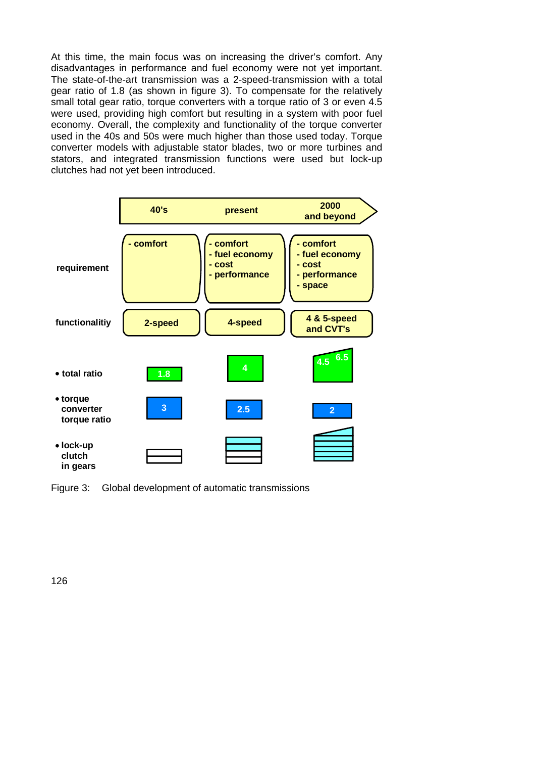At this time, the main focus was on increasing the driver's comfort. Any disadvantages in performance and fuel economy were not yet important. The state-of-the-art transmission was a 2-speed-transmission with a total gear ratio of 1.8 (as shown in figure 3). To compensate for the relatively small total gear ratio, torque converters with a torque ratio of 3 or even 4.5 were used, providing high comfort but resulting in a system with poor fuel economy. Overall, the complexity and functionality of the torque converter used in the 40s and 50s were much higher than those used today. Torque converter models with adjustable stator blades, two or more turbines and stators, and integrated transmission functions were used but lock-up clutches had not yet been introduced.

| | 40's | present | 2000 and beyond |
|---|---|---|---|
| requirement | - comfort | - comfort<br>- fuel economy<br>- cost<br>- performance | - comfort<br>- fuel economy<br>- cost<br>- performance<br>- space |
| functionalitiy | 2-speed | 4-speed | 4 & 5-speed and CVT's |
| • total ratio | 1.8 | 4 | 4.5 6.5 |
| • torque converter torque ratio | 3 | 2.5 | 2 |
| • lock-up clutch in gears | | | |

Figure 3: Global development of automatic transmissions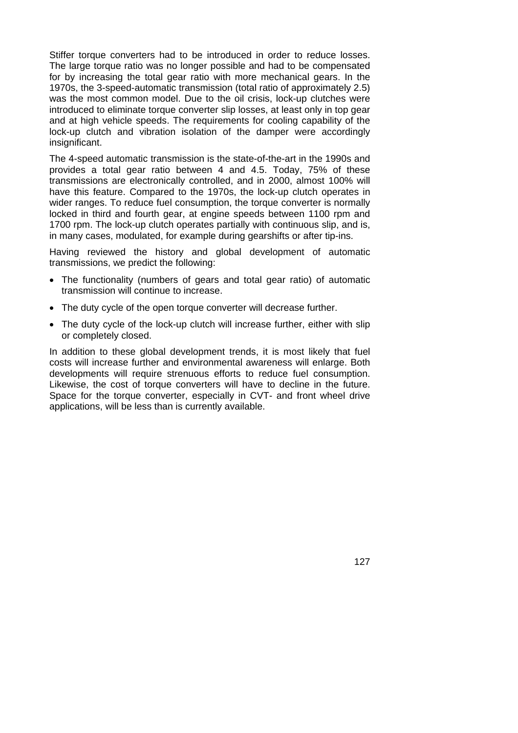Stiffer torque converters had to be introduced in order to reduce losses. The large torque ratio was no longer possible and had to be compensated for by increasing the total gear ratio with more mechanical gears. In the 1970s, the 3-speed-automatic transmission (total ratio of approximately 2.5) was the most common model. Due to the oil crisis, lock-up clutches were introduced to eliminate torque converter slip losses, at least only in top gear and at high vehicle speeds. The requirements for cooling capability of the lock-up clutch and vibration isolation of the damper were accordingly insignificant.

The 4-speed automatic transmission is the state-of-the-art in the 1990s and provides a total gear ratio between 4 and 4.5. Today, 75% of these transmissions are electronically controlled, and in 2000, almost 100% will have this feature. Compared to the 1970s, the lock-up clutch operates in wider ranges. To reduce fuel consumption, the torque converter is normally locked in third and fourth gear, at engine speeds between 1100 rpm and 1700 rpm. The lock-up clutch operates partially with continuous slip, and is, in many cases, modulated, for example during gearshifts or after tip-ins.

Having reviewed the history and global development of automatic transmissions, we predict the following:

- The functionality (numbers of gears and total gear ratio) of automatic transmission will continue to increase.
- The duty cycle of the open torque converter will decrease further.
- The duty cycle of the lock-up clutch will increase further, either with slip or completely closed.

In addition to these global development trends, it is most likely that fuel costs will increase further and environmental awareness will enlarge. Both developments will require strenuous efforts to reduce fuel consumption. Likewise, the cost of torque converters will have to decline in the future. Space for the torque converter, especially in CVT- and front wheel drive applications, will be less than is currently available.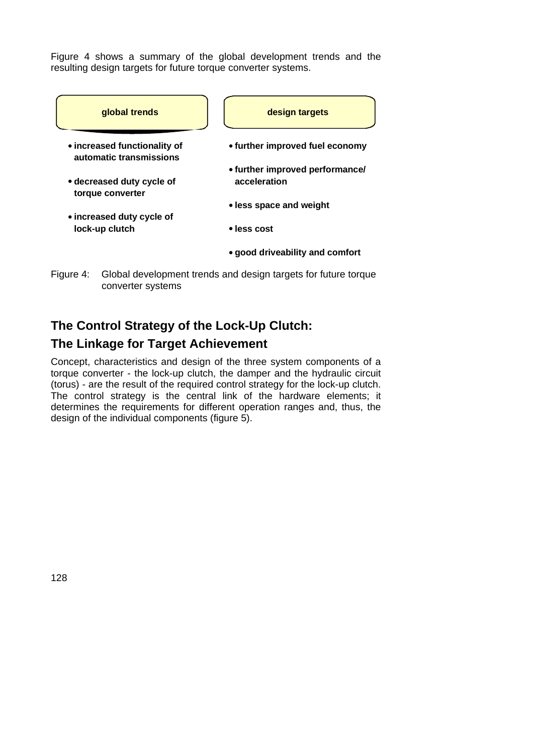Figure 4 shows a summary of the global development trends and the resulting design targets for future torque converter systems.

| global trends | design targets |
| --- | --- |
| • increased functionality of automatic transmissions | • further improved fuel economy |
| • decreased duty cycle of torque converter | • further improved performance/ acceleration |
| • increased duty cycle of lock-up clutch | • less space and weight |
| | • less cost |
| | • good driveability and comfort |

Figure 4: Global development trends and design targets for future torque converter systems

## The Control Strategy of the Lock-Up Clutch: The Linkage for Target Achievement

Concept, characteristics and design of the three system components of a torque converter - the lock-up clutch, the damper and the hydraulic circuit (torus) - are the result of the required control strategy for the lock-up clutch. The control strategy is the central link of the hardware elements; it determines the requirements for different operation ranges and, thus, the design of the individual components (figure 5).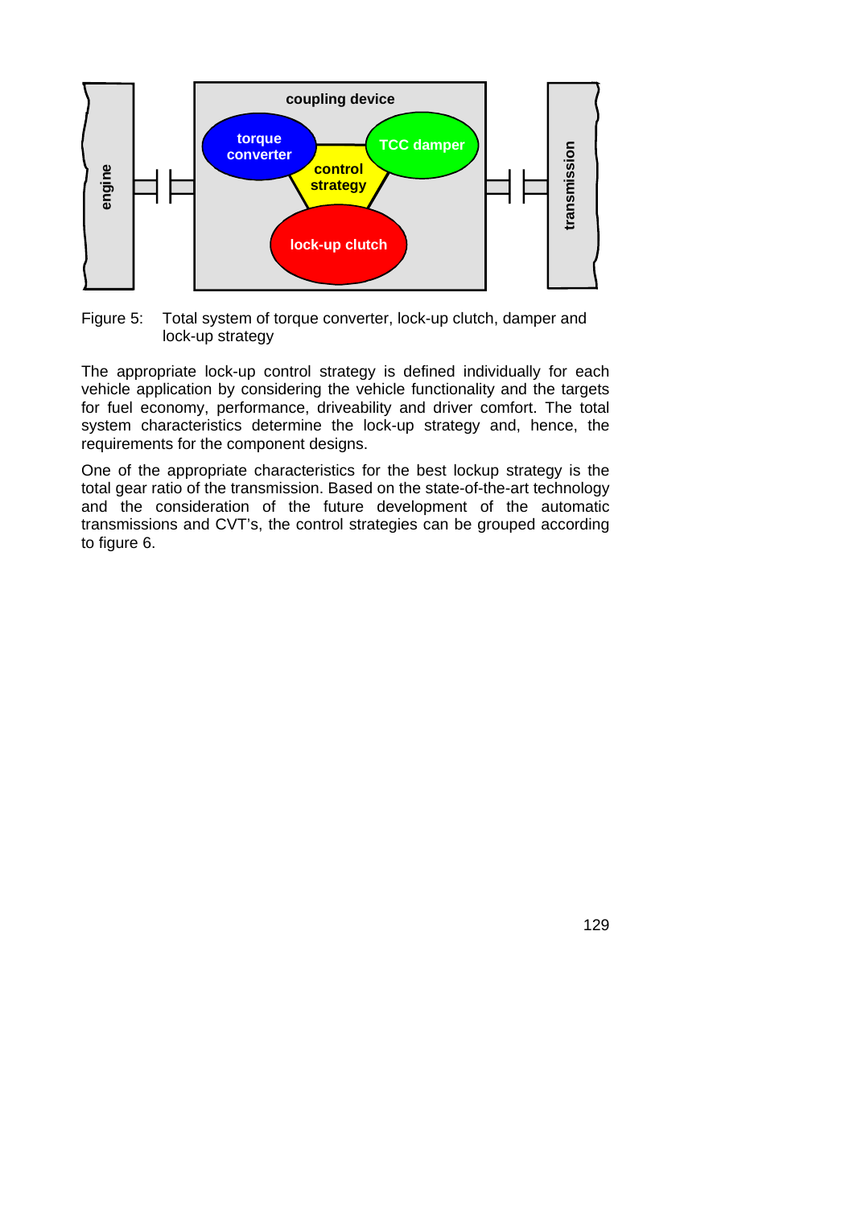Figure 5: Total system of torque converter, lock-up clutch, damper and lock-up strategy

The appropriate lock-up control strategy is defined individually for each vehicle application by considering the vehicle functionality and the targets for fuel economy, performance, driveability and driver comfort. The total system characteristics determine the lock-up strategy and, hence, the requirements for the component designs.

One of the appropriate characteristics for the best lockup strategy is the total gear ratio of the transmission. Based on the state-of-the-art technology and the consideration of the future development of the automatic transmissions and CVT's, the control strategies can be grouped according to figure 6.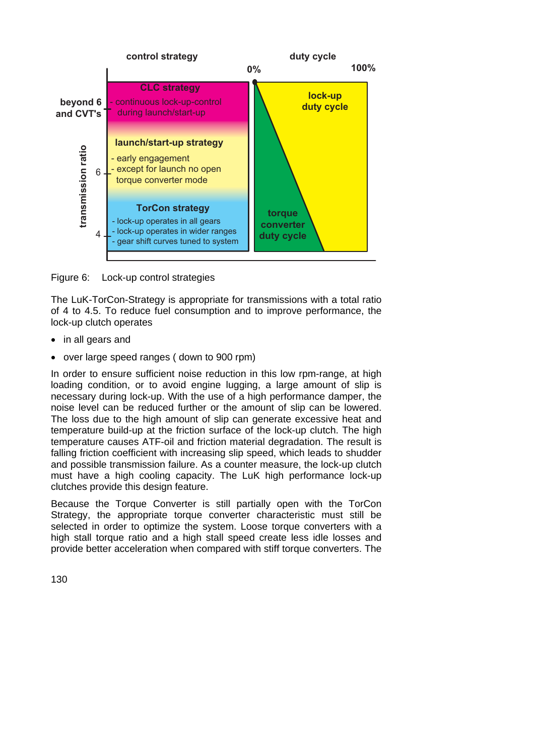Figure 6: Lock-up control strategies

The LuK-TorCon-Strategy is appropriate for transmissions with a total ratio of 4 to 4.5. To reduce fuel consumption and to improve performance, the lock-up clutch operates

- in all gears and
- over large speed ranges ( down to 900 rpm)

In order to ensure sufficient noise reduction in this low rpm-range, at high loading condition, or to avoid engine lugging, a large amount of slip is necessary during lock-up. With the use of a high performance damper, the noise level can be reduced further or the amount of slip can be lowered. The loss due to the high amount of slip can generate excessive heat and temperature build-up at the friction surface of the lock-up clutch. The high temperature causes ATF-oil and friction material degradation. The result is falling friction coefficient with increasing slip speed, which leads to shudder and possible transmission failure. As a counter measure, the lock-up clutch must have a high cooling capacity. The LuK high performance lock-up clutches provide this design feature.

Because the Torque Converter is still partially open with the TorCon Strategy, the appropriate torque converter characteristic must still be selected in order to optimize the system. Loose torque converters with a high stall torque ratio and a high stall speed create less idle losses and provide better acceleration when compared with stiff torque converters. The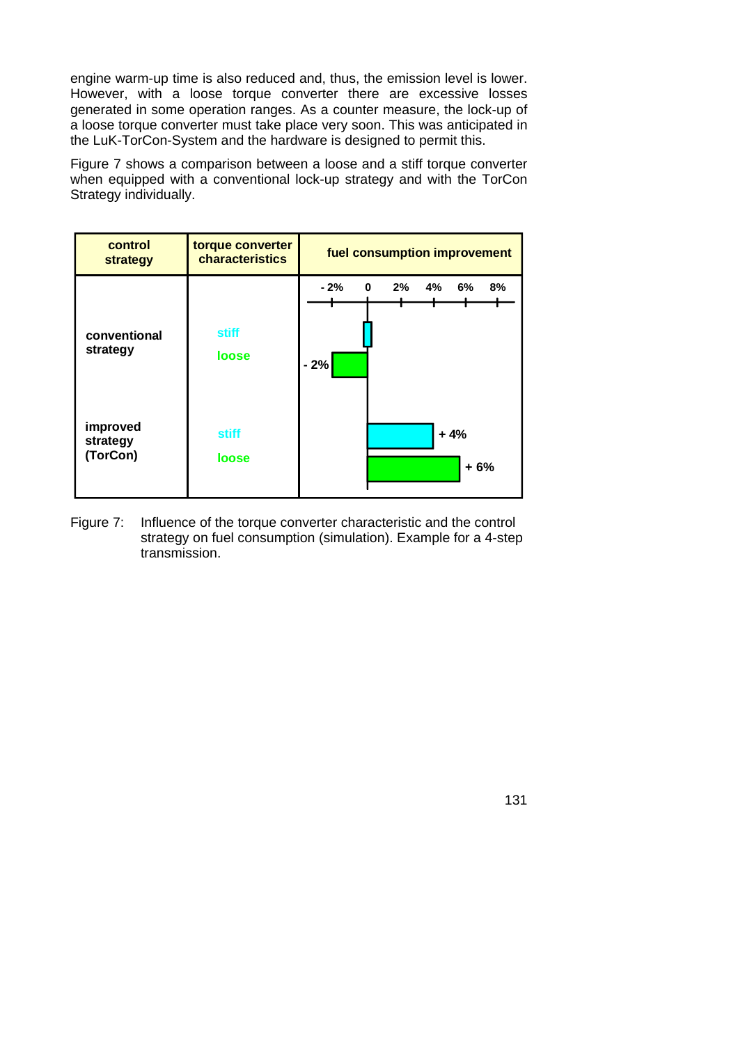engine warm-up time is also reduced and, thus, the emission level is lower. However, with a loose torque converter there are excessive losses generated in some operation ranges. As a counter measure, the lock-up of a loose torque converter must take place very soon. This was anticipated in the LuK-TorCon-System and the hardware is designed to permit this.

Figure 7 shows a comparison between a loose and a stiff torque converter when equipped with a conventional lock-up strategy and with the TorCon Strategy individually.

| control strategy | torque converter characteristics | fuel consumption improvement |
|---|---|---|
| conventional strategy | stiff | 0 |
| | loose | - 2% |
| improved strategy (TorCon) | stiff | + 4% |
| | loose | + 6% |

Figure 7: Influence of the torque converter characteristic and the control strategy on fuel consumption (simulation). Example for a 4-step transmission.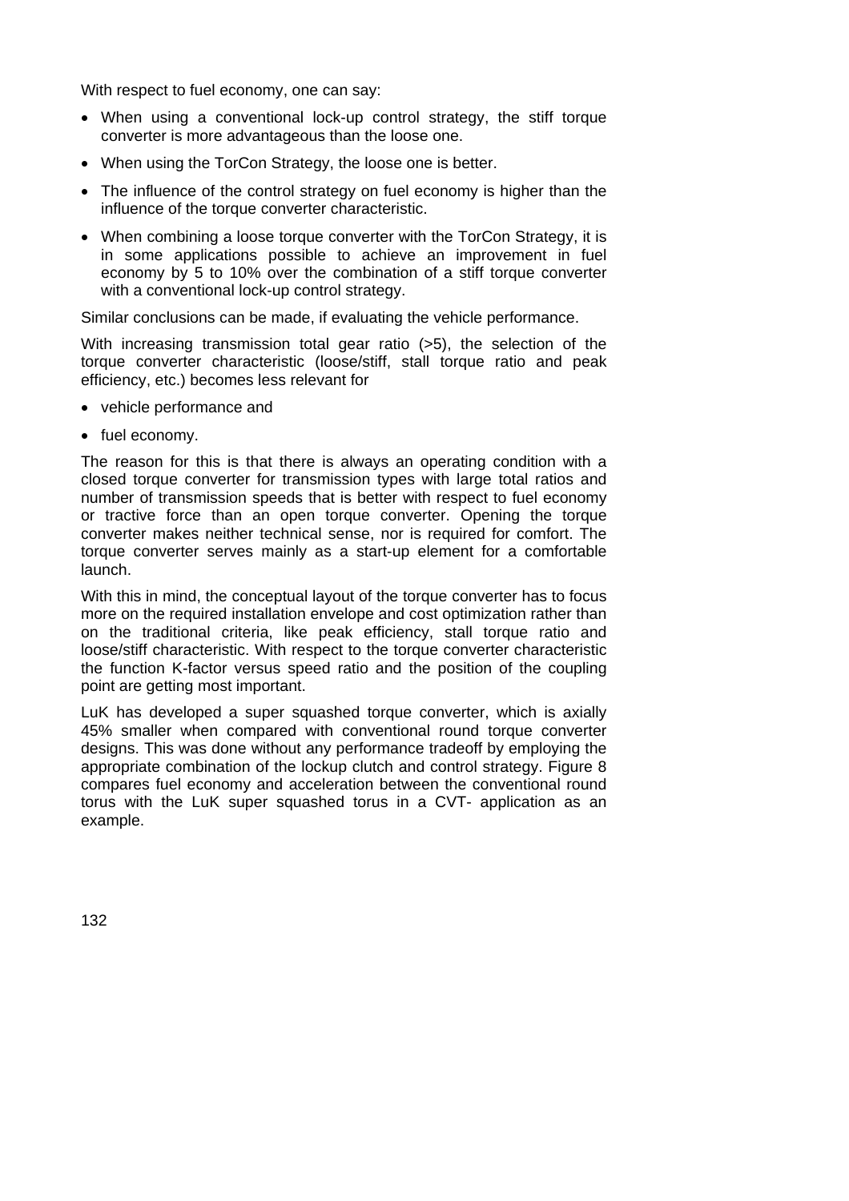With respect to fuel economy, one can say:

- When using a conventional lock-up control strategy, the stiff torque converter is more advantageous than the loose one.
- When using the TorCon Strategy, the loose one is better.
- The influence of the control strategy on fuel economy is higher than the influence of the torque converter characteristic.
- When combining a loose torque converter with the TorCon Strategy, it is in some applications possible to achieve an improvement in fuel economy by 5 to 10% over the combination of a stiff torque converter with a conventional lock-up control strategy.

Similar conclusions can be made, if evaluating the vehicle performance.

With increasing transmission total gear ratio (>5), the selection of the torque converter characteristic (loose/stiff, stall torque ratio and peak efficiency, etc.) becomes less relevant for

- vehicle performance and
- fuel economy.

The reason for this is that there is always an operating condition with a closed torque converter for transmission types with large total ratios and number of transmission speeds that is better with respect to fuel economy or tractive force than an open torque converter. Opening the torque converter makes neither technical sense, nor is required for comfort. The torque converter serves mainly as a start-up element for a comfortable launch.

With this in mind, the conceptual layout of the torque converter has to focus more on the required installation envelope and cost optimization rather than on the traditional criteria, like peak efficiency, stall torque ratio and loose/stiff characteristic. With respect to the torque converter characteristic the function K-factor versus speed ratio and the position of the coupling point are getting most important.

LuK has developed a super squashed torque converter, which is axially 45% smaller when compared with conventional round torque converter designs. This was done without any performance tradeoff by employing the appropriate combination of the lockup clutch and control strategy. Figure 8 compares fuel economy and acceleration between the conventional round torus with the LuK super squashed torus in a CVT- application as an example.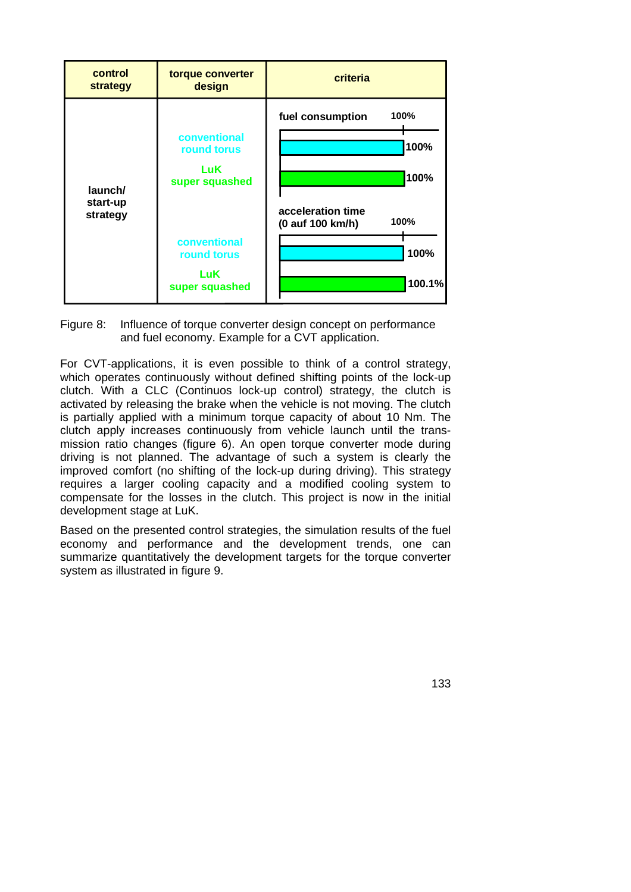| control strategy | torque converter design | criteria |
|---|---|---|
| launch/ start-up strategy | | fuel consumption (100%) |
| | conventional round torus | 100% |
| | LuK super squashed | 100% |
| | | acceleration time (0 auf 100 km/h) (100%) |
| | conventional round torus | 100% |
| | LuK super squashed | 100.1% |

Figure 8: Influence of torque converter design concept on performance and fuel economy. Example for a CVT application.

For CVT-applications, it is even possible to think of a control strategy, which operates continuously without defined shifting points of the lock-up clutch. With a CLC (Continuos lock-up control) strategy, the clutch is activated by releasing the brake when the vehicle is not moving. The clutch is partially applied with a minimum torque capacity of about 10 Nm. The clutch apply increases continuously from vehicle launch until the transmission ratio changes (figure 6). An open torque converter mode during driving is not planned. The advantage of such a system is clearly the improved comfort (no shifting of the lock-up during driving). This strategy requires a larger cooling capacity and a modified cooling system to compensate for the losses in the clutch. This project is now in the initial development stage at LuK.

Based on the presented control strategies, the simulation results of the fuel economy and performance and the development trends, one can summarize quantitatively the development targets for the torque converter system as illustrated in figure 9.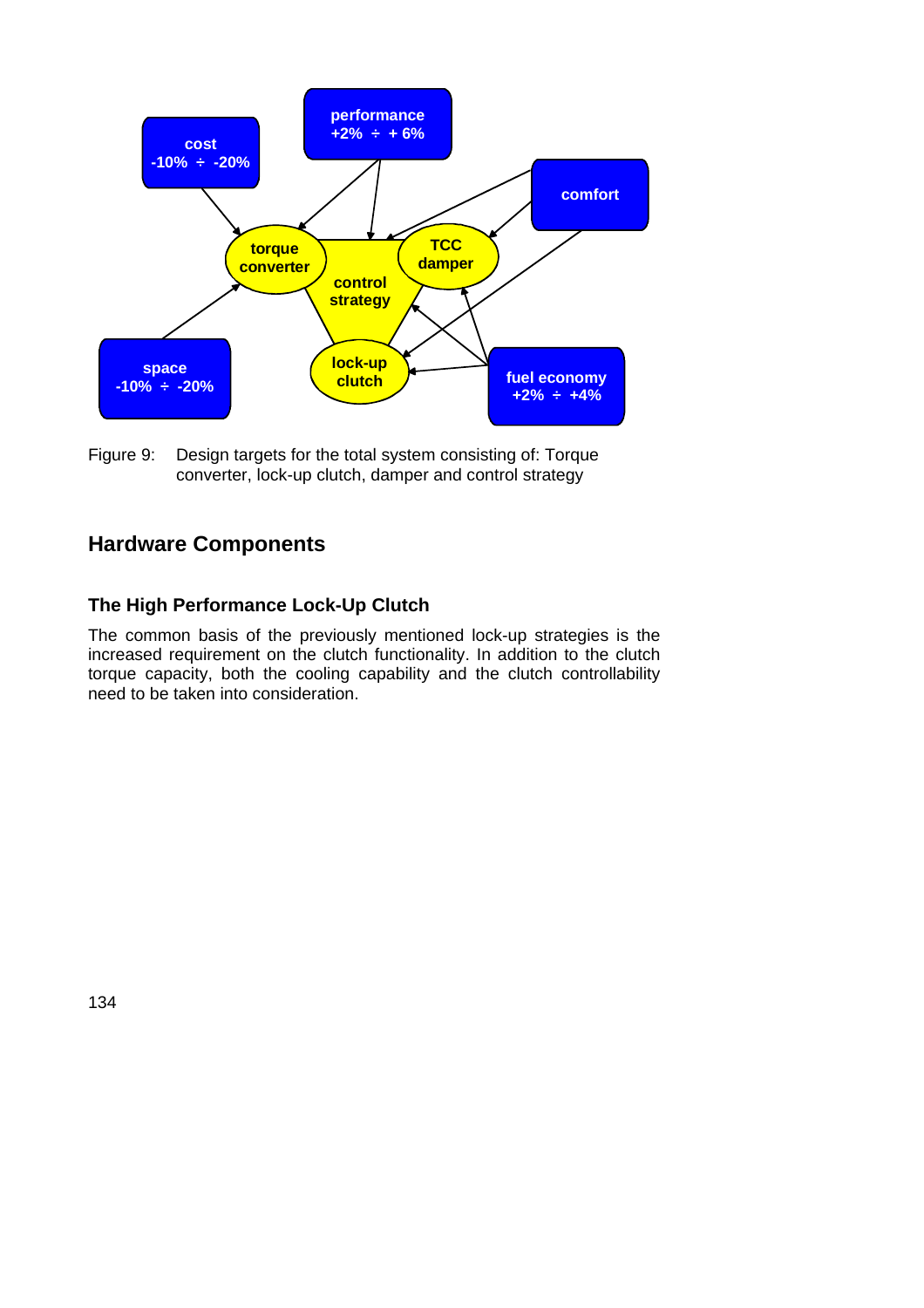Figure 9: Design targets for the total system consisting of: Torque converter, lock-up clutch, damper and control strategy

## Hardware Components

### The High Performance Lock-Up Clutch

The common basis of the previously mentioned lock-up strategies is the increased requirement on the clutch functionality. In addition to the clutch torque capacity, both the cooling capability and the clutch controllability need to be taken into consideration.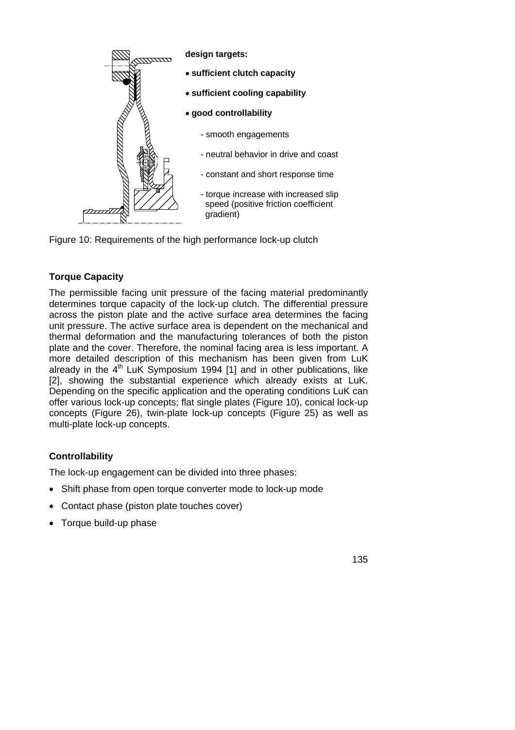**design targets:**

- **sufficient clutch capacity**
- **sufficient cooling capability**
- **good controllability**
  - smooth engagements
  - neutral behavior in drive and coast
  - constant and short response time
  - torque increase with increased slip speed (positive friction coefficient gradient)

Figure 10: Requirements of the high performance lock-up clutch

### Torque Capacity

The permissible facing unit pressure of the facing material predominantly determines torque capacity of the lock-up clutch. The differential pressure across the piston plate and the active surface area determines the facing unit pressure. The active surface area is dependent on the mechanical and thermal deformation and the manufacturing tolerances of both the piston plate and the cover. Therefore, the nominal facing area is less important. A more detailed description of this mechanism has been given from LuK already in the 4th LuK Symposium 1994 [1] and in other publications, like [2], showing the substantial experience which already exists at LuK. Depending on the specific application and the operating conditions LuK can offer various lock-up concepts; flat single plates (Figure 10), conical lock-up concepts (Figure 26), twin-plate lock-up concepts (Figure 25) as well as multi-plate lock-up concepts.

### Controllability

The lock-up engagement can be divided into three phases:

- Shift phase from open torque converter mode to lock-up mode
- Contact phase (piston plate touches cover)
- Torque build-up phase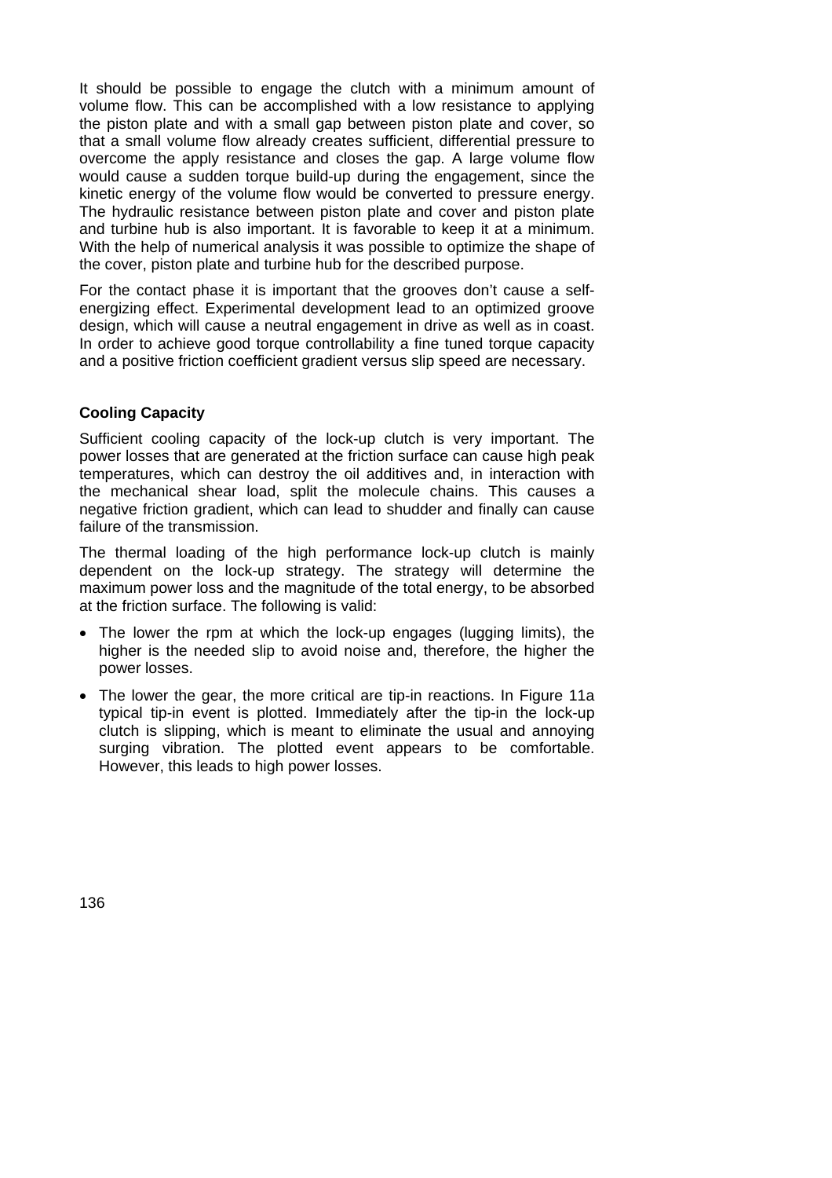It should be possible to engage the clutch with a minimum amount of volume flow. This can be accomplished with a low resistance to applying the piston plate and with a small gap between piston plate and cover, so that a small volume flow already creates sufficient, differential pressure to overcome the apply resistance and closes the gap. A large volume flow would cause a sudden torque build-up during the engagement, since the kinetic energy of the volume flow would be converted to pressure energy. The hydraulic resistance between piston plate and cover and piston plate and turbine hub is also important. It is favorable to keep it at a minimum. With the help of numerical analysis it was possible to optimize the shape of the cover, piston plate and turbine hub for the described purpose.

For the contact phase it is important that the grooves don't cause a self-energizing effect. Experimental development lead to an optimized groove design, which will cause a neutral engagement in drive as well as in coast. In order to achieve good torque controllability a fine tuned torque capacity and a positive friction coefficient gradient versus slip speed are necessary.

## Cooling Capacity

Sufficient cooling capacity of the lock-up clutch is very important. The power losses that are generated at the friction surface can cause high peak temperatures, which can destroy the oil additives and, in interaction with the mechanical shear load, split the molecule chains. This causes a negative friction gradient, which can lead to shudder and finally can cause failure of the transmission.

The thermal loading of the high performance lock-up clutch is mainly dependent on the lock-up strategy. The strategy will determine the maximum power loss and the magnitude of the total energy, to be absorbed at the friction surface. The following is valid:

- The lower the rpm at which the lock-up engages (lugging limits), the higher is the needed slip to avoid noise and, therefore, the higher the power losses.
- The lower the gear, the more critical are tip-in reactions. In Figure 11a typical tip-in event is plotted. Immediately after the tip-in the lock-up clutch is slipping, which is meant to eliminate the usual and annoying surging vibration. The plotted event appears to be comfortable. However, this leads to high power losses.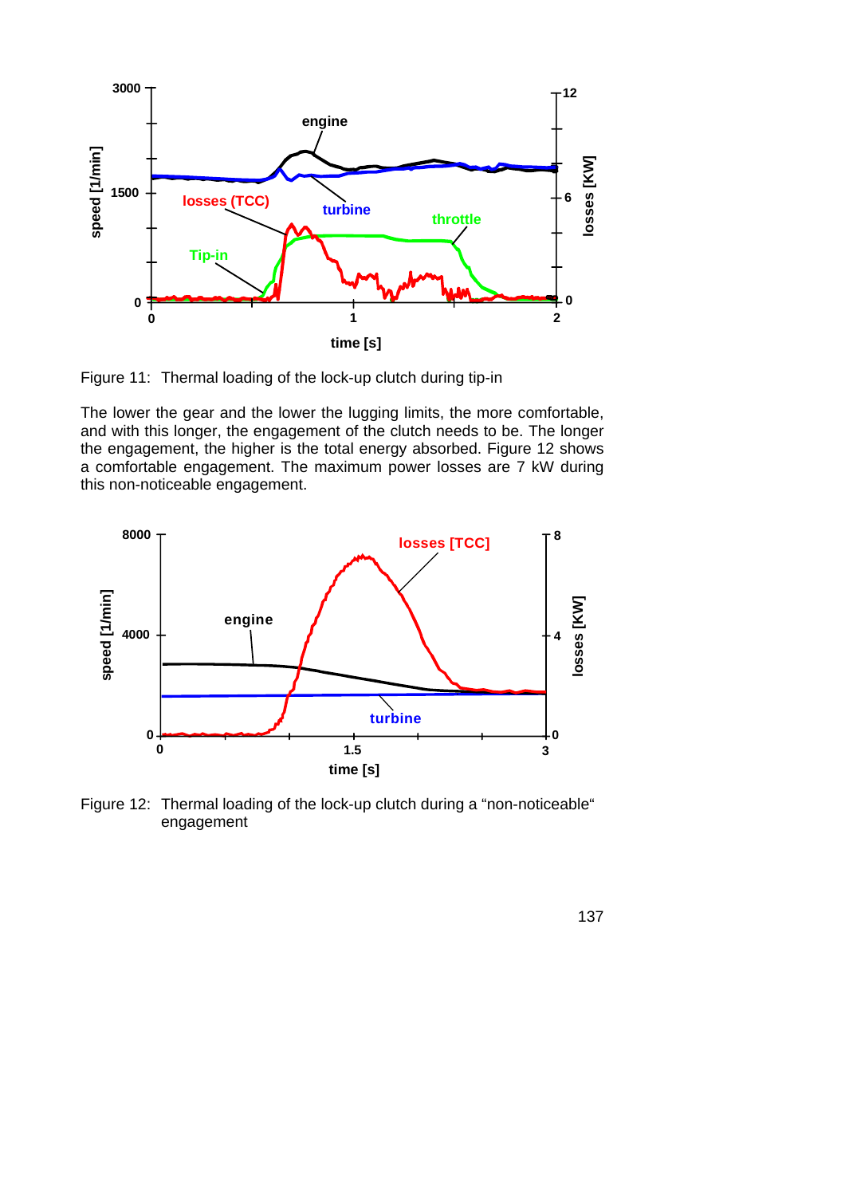Figure 11: Thermal loading of the lock-up clutch during tip-in

The lower the gear and the lower the lugging limits, the more comfortable, and with this longer, the engagement of the clutch needs to be. The longer the engagement, the higher is the total energy absorbed. Figure 12 shows a comfortable engagement. The maximum power losses are 7 kW during this non-noticeable engagement.

Figure 12: Thermal loading of the lock-up clutch during a "non-noticeable" engagement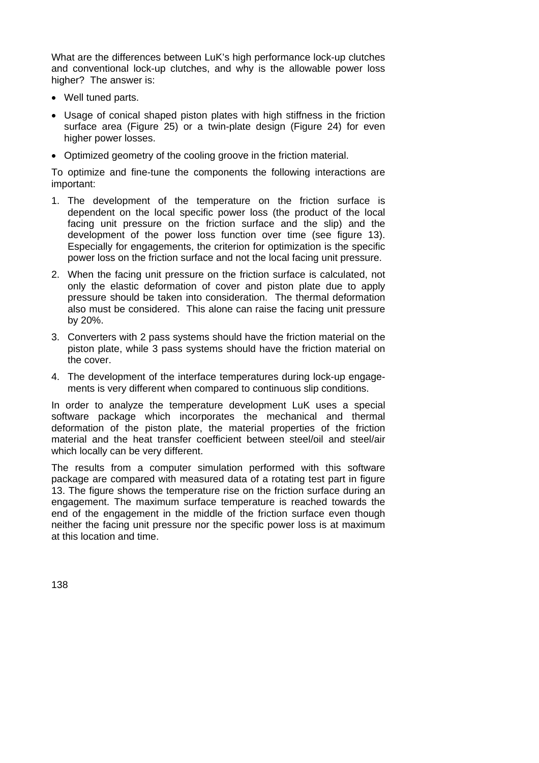What are the differences between LuK's high performance lock-up clutches and conventional lock-up clutches, and why is the allowable power loss higher? The answer is:

- Well tuned parts.
- Usage of conical shaped piston plates with high stiffness in the friction surface area (Figure 25) or a twin-plate design (Figure 24) for even higher power losses.
- Optimized geometry of the cooling groove in the friction material.

To optimize and fine-tune the components the following interactions are important:

1. The development of the temperature on the friction surface is dependent on the local specific power loss (the product of the local facing unit pressure on the friction surface and the slip) and the development of the power loss function over time (see figure 13). Especially for engagements, the criterion for optimization is the specific power loss on the friction surface and not the local facing unit pressure.
2. When the facing unit pressure on the friction surface is calculated, not only the elastic deformation of cover and piston plate due to apply pressure should be taken into consideration. The thermal deformation also must be considered. This alone can raise the facing unit pressure by 20%.
3. Converters with 2 pass systems should have the friction material on the piston plate, while 3 pass systems should have the friction material on the cover.
4. The development of the interface temperatures during lock-up engagements is very different when compared to continuous slip conditions.

In order to analyze the temperature development LuK uses a special software package which incorporates the mechanical and thermal deformation of the piston plate, the material properties of the friction material and the heat transfer coefficient between steel/oil and steel/air which locally can be very different.

The results from a computer simulation performed with this software package are compared with measured data of a rotating test part in figure 13. The figure shows the temperature rise on the friction surface during an engagement. The maximum surface temperature is reached towards the end of the engagement in the middle of the friction surface even though neither the facing unit pressure nor the specific power loss is at maximum at this location and time.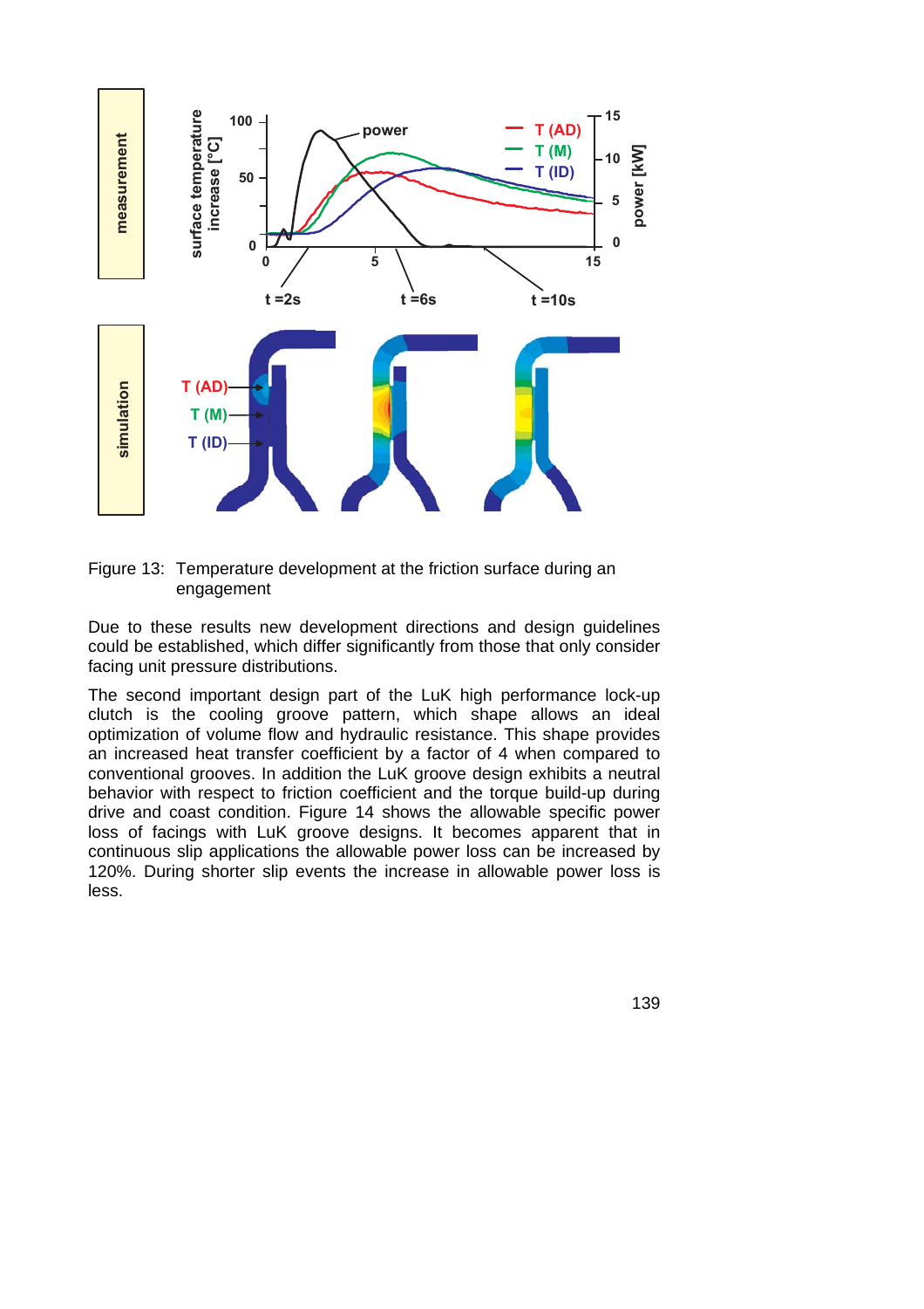Figure 13: Temperature development at the friction surface during an engagement

Due to these results new development directions and design guidelines could be established, which differ significantly from those that only consider facing unit pressure distributions.

The second important design part of the LuK high performance lock-up clutch is the cooling groove pattern, which shape allows an ideal optimization of volume flow and hydraulic resistance. This shape provides an increased heat transfer coefficient by a factor of 4 when compared to conventional grooves. In addition the LuK groove design exhibits a neutral behavior with respect to friction coefficient and the torque build-up during drive and coast condition. Figure 14 shows the allowable specific power loss of facings with LuK groove designs. It becomes apparent that in continuous slip applications the allowable power loss can be increased by 120%. During shorter slip events the increase in allowable power loss is less.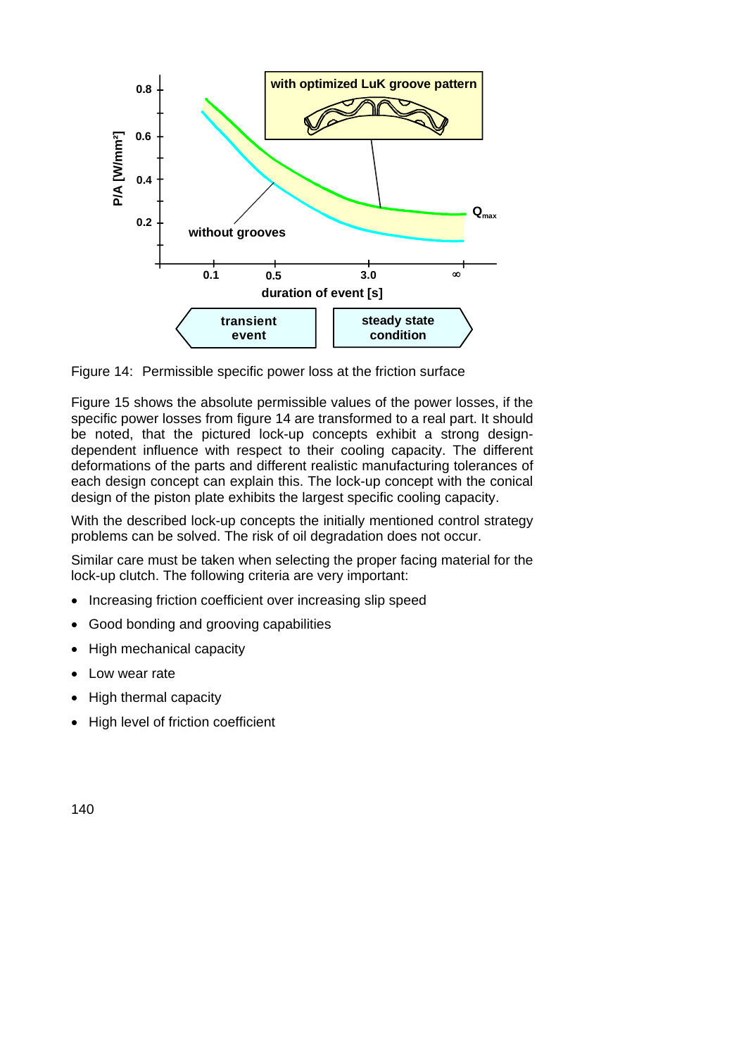Figure 14: Permissible specific power loss at the friction surface

Figure 15 shows the absolute permissible values of the power losses, if the specific power losses from figure 14 are transformed to a real part. It should be noted, that the pictured lock-up concepts exhibit a strong design-dependent influence with respect to their cooling capacity. The different deformations of the parts and different realistic manufacturing tolerances of each design concept can explain this. The lock-up concept with the conical design of the piston plate exhibits the largest specific cooling capacity.

With the described lock-up concepts the initially mentioned control strategy problems can be solved. The risk of oil degradation does not occur.

Similar care must be taken when selecting the proper facing material for the lock-up clutch. The following criteria are very important:

- Increasing friction coefficient over increasing slip speed
- Good bonding and grooving capabilities
- High mechanical capacity
- Low wear rate
- High thermal capacity
- High level of friction coefficient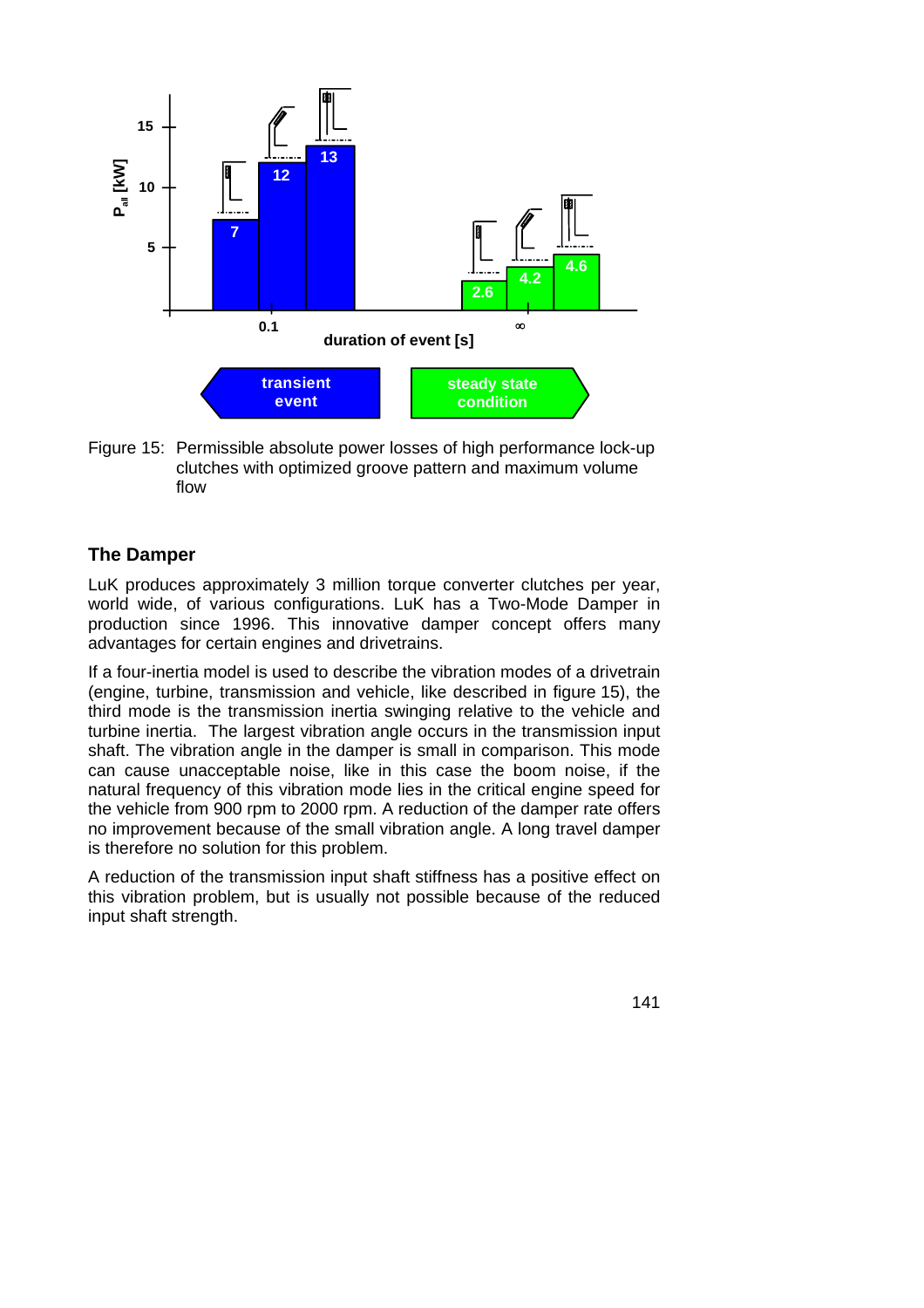Figure 15: Permissible absolute power losses of high performance lock-up clutches with optimized groove pattern and maximum volume flow

## The Damper

LuK produces approximately 3 million torque converter clutches per year, world wide, of various configurations. LuK has a Two-Mode Damper in production since 1996. This innovative damper concept offers many advantages for certain engines and drivetrains.

If a four-inertia model is used to describe the vibration modes of a drivetrain (engine, turbine, transmission and vehicle, like described in figure 15), the third mode is the transmission inertia swinging relative to the vehicle and turbine inertia. The largest vibration angle occurs in the transmission input shaft. The vibration angle in the damper is small in comparison. This mode can cause unacceptable noise, like in this case the boom noise, if the natural frequency of this vibration mode lies in the critical engine speed for the vehicle from 900 rpm to 2000 rpm. A reduction of the damper rate offers no improvement because of the small vibration angle. A long travel damper is therefore no solution for this problem.

A reduction of the transmission input shaft stiffness has a positive effect on this vibration problem, but is usually not possible because of the reduced input shaft strength.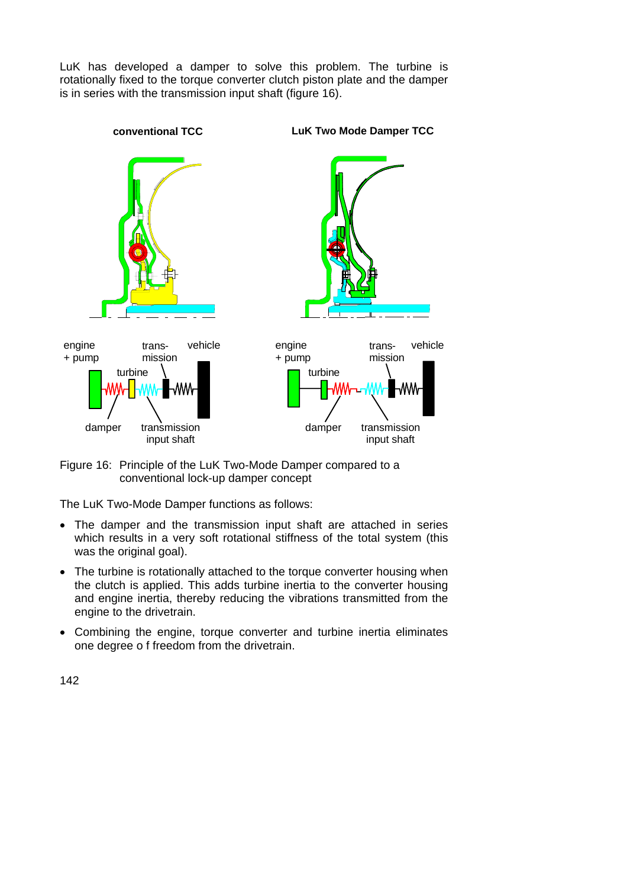LuK has developed a damper to solve this problem. The turbine is rotationally fixed to the torque converter clutch piston plate and the damper is in series with the transmission input shaft (figure 16).

Figure 16: Principle of the LuK Two-Mode Damper compared to a conventional lock-up damper concept

The LuK Two-Mode Damper functions as follows:

- The damper and the transmission input shaft are attached in series which results in a very soft rotational stiffness of the total system (this was the original goal).
- The turbine is rotationally attached to the torque converter housing when the clutch is applied. This adds turbine inertia to the converter housing and engine inertia, thereby reducing the vibrations transmitted from the engine to the drivetrain.
- Combining the engine, torque converter and turbine inertia eliminates one degree o f freedom from the drivetrain.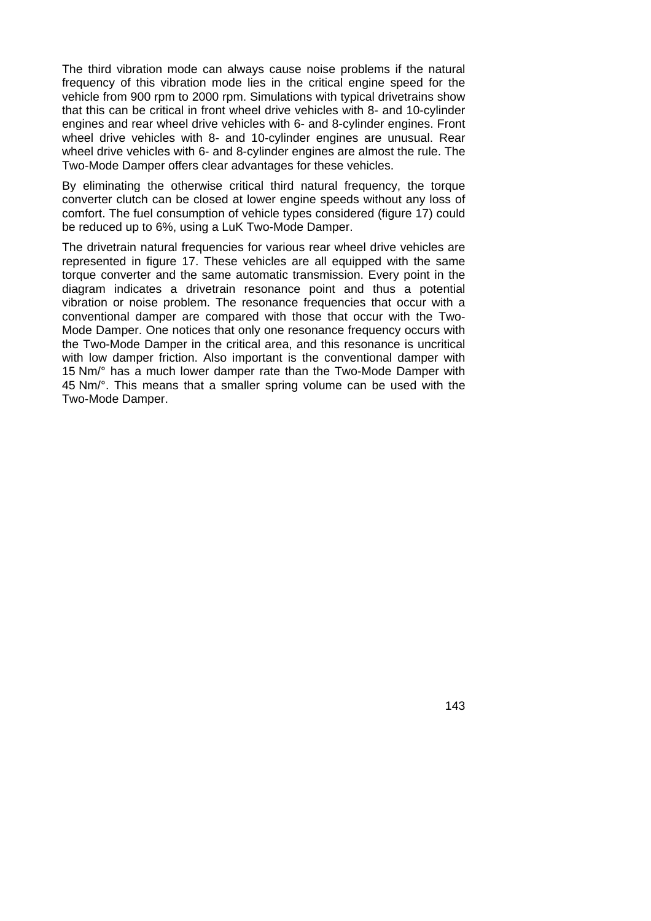The third vibration mode can always cause noise problems if the natural frequency of this vibration mode lies in the critical engine speed for the vehicle from 900 rpm to 2000 rpm. Simulations with typical drivetrains show that this can be critical in front wheel drive vehicles with 8- and 10-cylinder engines and rear wheel drive vehicles with 6- and 8-cylinder engines. Front wheel drive vehicles with 8- and 10-cylinder engines are unusual. Rear wheel drive vehicles with 6- and 8-cylinder engines are almost the rule. The Two-Mode Damper offers clear advantages for these vehicles.

By eliminating the otherwise critical third natural frequency, the torque converter clutch can be closed at lower engine speeds without any loss of comfort. The fuel consumption of vehicle types considered (figure 17) could be reduced up to 6%, using a LuK Two-Mode Damper.

The drivetrain natural frequencies for various rear wheel drive vehicles are represented in figure 17. These vehicles are all equipped with the same torque converter and the same automatic transmission. Every point in the diagram indicates a drivetrain resonance point and thus a potential vibration or noise problem. The resonance frequencies that occur with a conventional damper are compared with those that occur with the Two-Mode Damper. One notices that only one resonance frequency occurs with the Two-Mode Damper in the critical area, and this resonance is uncritical with low damper friction. Also important is the conventional damper with 15 Nm/° has a much lower damper rate than the Two-Mode Damper with 45 Nm/°. This means that a smaller spring volume can be used with the Two-Mode Damper.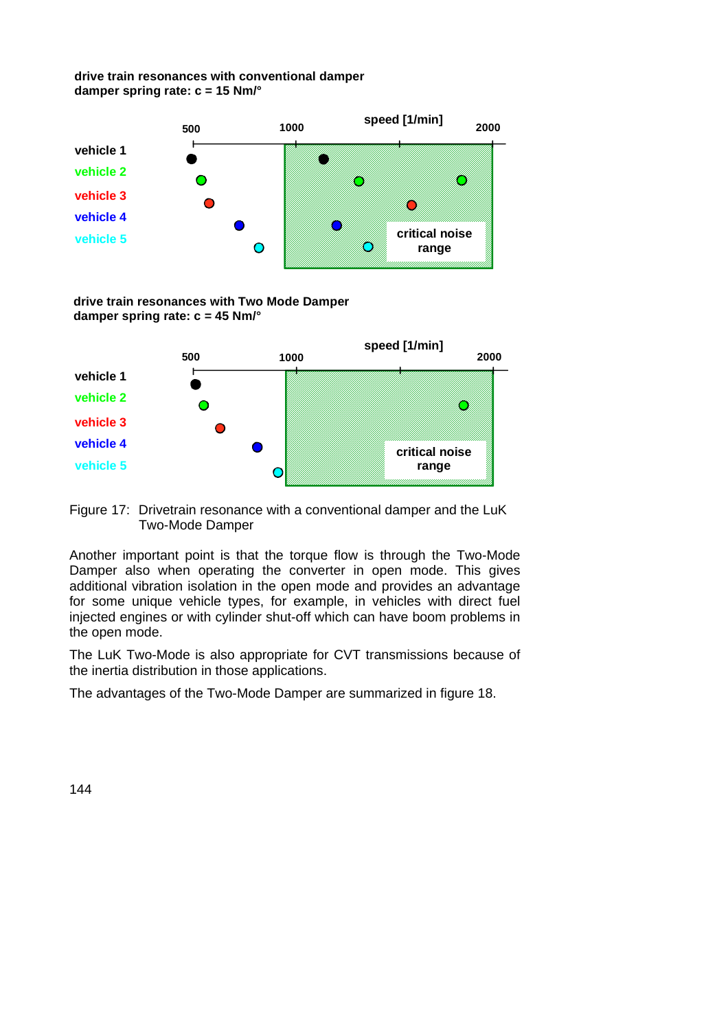**drive train resonances with conventional damper**
**damper spring rate: c = 15 Nm/°**

speed [1/min]

500 1000 2000

vehicle 1
vehicle 2
vehicle 3
vehicle 4
vehicle 5

critical noise range

**drive train resonances with Two Mode Damper**
**damper spring rate: c = 45 Nm/°**

speed [1/min]

500 1000 2000

vehicle 1
vehicle 2
vehicle 3
vehicle 4
vehicle 5

critical noise range

Figure 17: Drivetrain resonance with a conventional damper and the LuK Two-Mode Damper

Another important point is that the torque flow is through the Two-Mode Damper also when operating the converter in open mode. This gives additional vibration isolation in the open mode and provides an advantage for some unique vehicle types, for example, in vehicles with direct fuel injected engines or with cylinder shut-off which can have boom problems in the open mode.

The LuK Two-Mode is also appropriate for CVT transmissions because of the inertia distribution in those applications.

The advantages of the Two-Mode Damper are summarized in figure 18.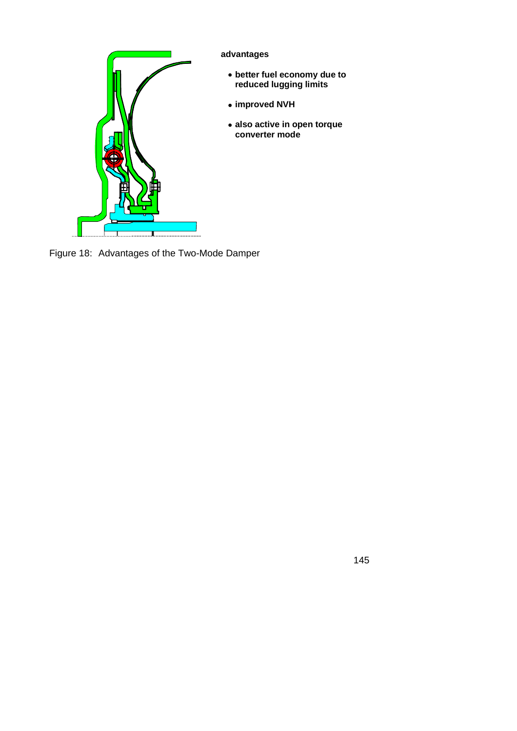**advantages**

- **better fuel economy due to reduced lugging limits**
- **improved NVH**
- **also active in open torque converter mode**

Figure 18: Advantages of the Two-Mode Damper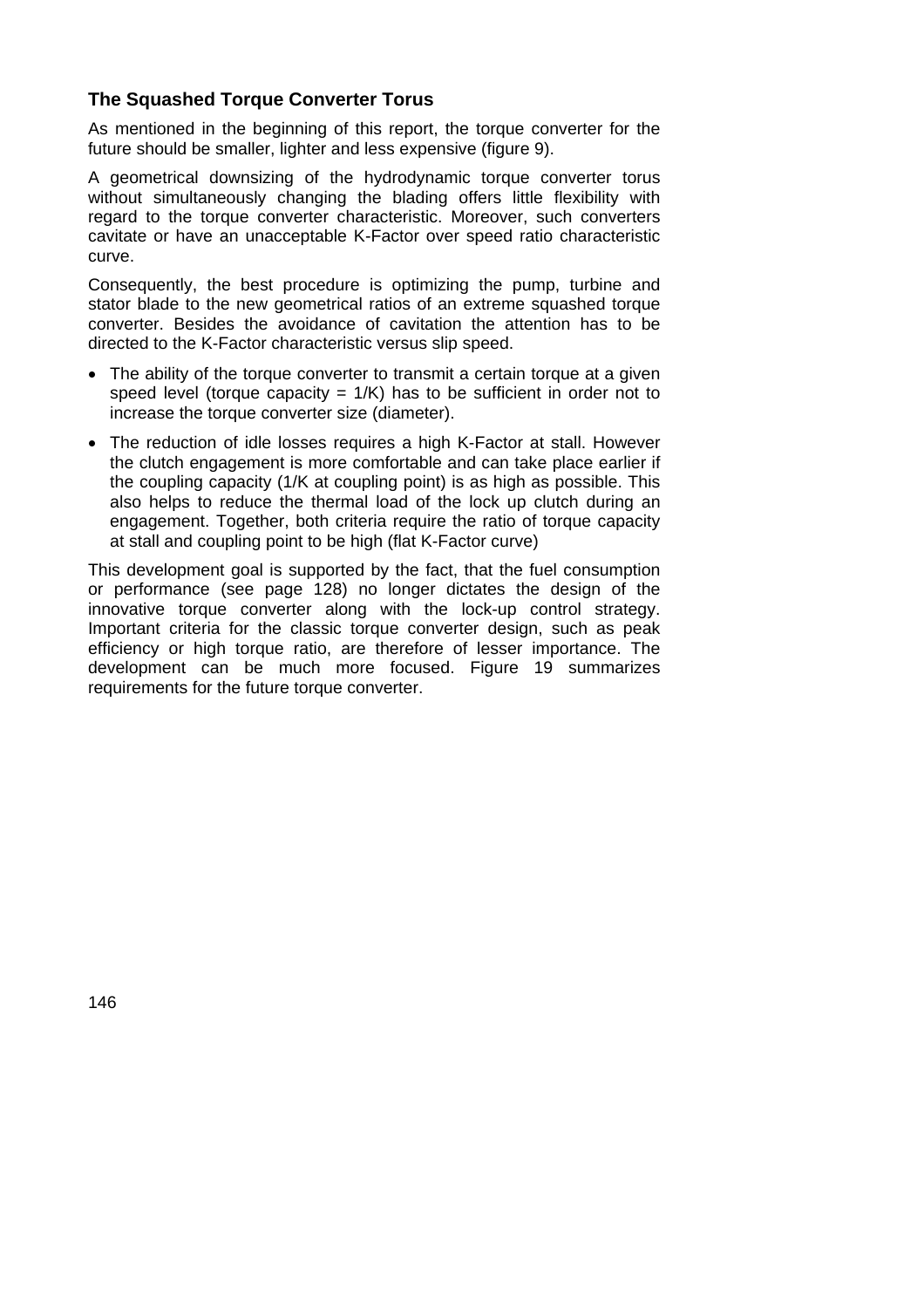## The Squashed Torque Converter Torus

As mentioned in the beginning of this report, the torque converter for the future should be smaller, lighter and less expensive (figure 9).

A geometrical downsizing of the hydrodynamic torque converter torus without simultaneously changing the blading offers little flexibility with regard to the torque converter characteristic. Moreover, such converters cavitate or have an unacceptable K-Factor over speed ratio characteristic curve.

Consequently, the best procedure is optimizing the pump, turbine and stator blade to the new geometrical ratios of an extreme squashed torque converter. Besides the avoidance of cavitation the attention has to be directed to the K-Factor characteristic versus slip speed.

- The ability of the torque converter to transmit a certain torque at a given speed level (torque capacity = 1/K) has to be sufficient in order not to increase the torque converter size (diameter).
- The reduction of idle losses requires a high K-Factor at stall. However the clutch engagement is more comfortable and can take place earlier if the coupling capacity (1/K at coupling point) is as high as possible. This also helps to reduce the thermal load of the lock up clutch during an engagement. Together, both criteria require the ratio of torque capacity at stall and coupling point to be high (flat K-Factor curve)

This development goal is supported by the fact, that the fuel consumption or performance (see page 128) no longer dictates the design of the innovative torque converter along with the lock-up control strategy. Important criteria for the classic torque converter design, such as peak efficiency or high torque ratio, are therefore of lesser importance. The development can be much more focused. Figure 19 summarizes requirements for the future torque converter.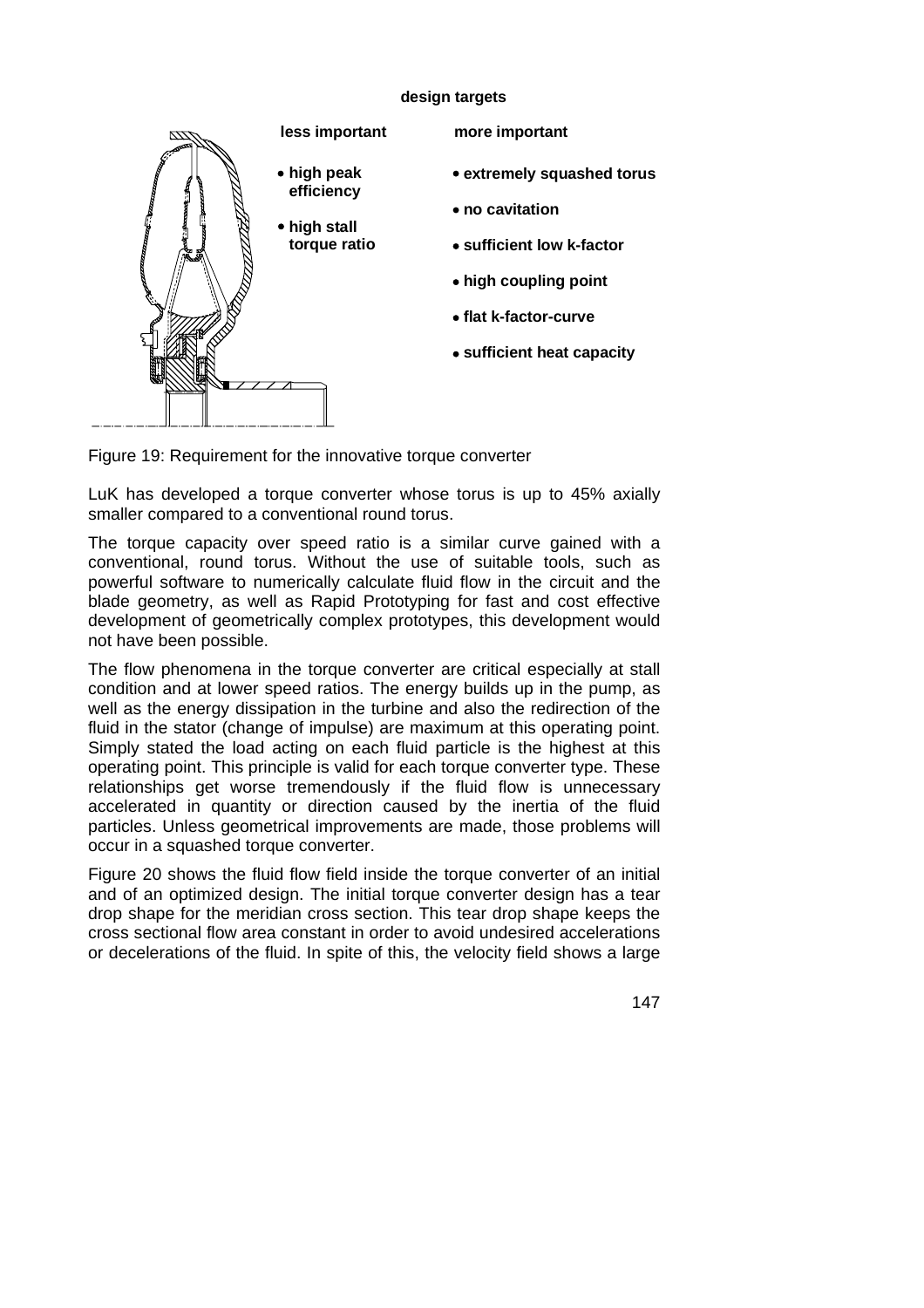**design targets**

| less important | more important |
| --- | --- |
| • high peak efficiency | • extremely squashed torus |
| • high stall torque ratio | • no cavitation |
| | • sufficient low k-factor |
| | • high coupling point |
| | • flat k-factor-curve |
| | • sufficient heat capacity |

Figure 19: Requirement for the innovative torque converter

LuK has developed a torque converter whose torus is up to 45% axially smaller compared to a conventional round torus.

The torque capacity over speed ratio is a similar curve gained with a conventional, round torus. Without the use of suitable tools, such as powerful software to numerically calculate fluid flow in the circuit and the blade geometry, as well as Rapid Prototyping for fast and cost effective development of geometrically complex prototypes, this development would not have been possible.

The flow phenomena in the torque converter are critical especially at stall condition and at lower speed ratios. The energy builds up in the pump, as well as the energy dissipation in the turbine and also the redirection of the fluid in the stator (change of impulse) are maximum at this operating point. Simply stated the load acting on each fluid particle is the highest at this operating point. This principle is valid for each torque converter type. These relationships get worse tremendously if the fluid flow is unnecessary accelerated in quantity or direction caused by the inertia of the fluid particles. Unless geometrical improvements are made, those problems will occur in a squashed torque converter.

Figure 20 shows the fluid flow field inside the torque converter of an initial and of an optimized design. The initial torque converter design has a tear drop shape for the meridian cross section. This tear drop shape keeps the cross sectional flow area constant in order to avoid undesired accelerations or decelerations of the fluid. In spite of this, the velocity field shows a large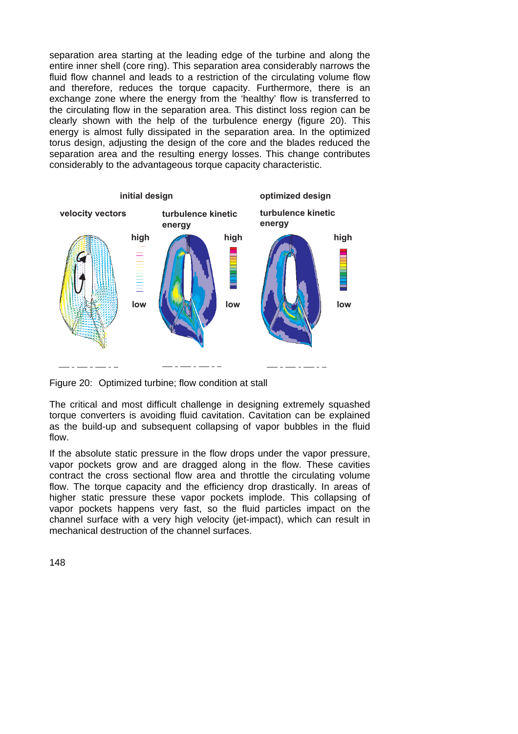separation area starting at the leading edge of the turbine and along the entire inner shell (core ring). This separation area considerably narrows the fluid flow channel and leads to a restriction of the circulating volume flow and therefore, reduces the torque capacity. Furthermore, there is an exchange zone where the energy from the 'healthy' flow is transferred to the circulating flow in the separation area. This distinct loss region can be clearly shown with the help of the turbulence energy (figure 20). This energy is almost fully dissipated in the separation area. In the optimized torus design, adjusting the design of the core and the blades reduced the separation area and the resulting energy losses. This change contributes considerably to the advantageous torque capacity characteristic.

Figure 20: Optimized turbine; flow condition at stall

The critical and most difficult challenge in designing extremely squashed torque converters is avoiding fluid cavitation. Cavitation can be explained as the build-up and subsequent collapsing of vapor bubbles in the fluid flow.

If the absolute static pressure in the flow drops under the vapor pressure, vapor pockets grow and are dragged along in the flow. These cavities contract the cross sectional flow area and throttle the circulating volume flow. The torque capacity and the efficiency drop drastically. In areas of higher static pressure these vapor pockets implode. This collapsing of vapor pockets happens very fast, so the fluid particles impact on the channel surface with a very high velocity (jet-impact), which can result in mechanical destruction of the channel surfaces.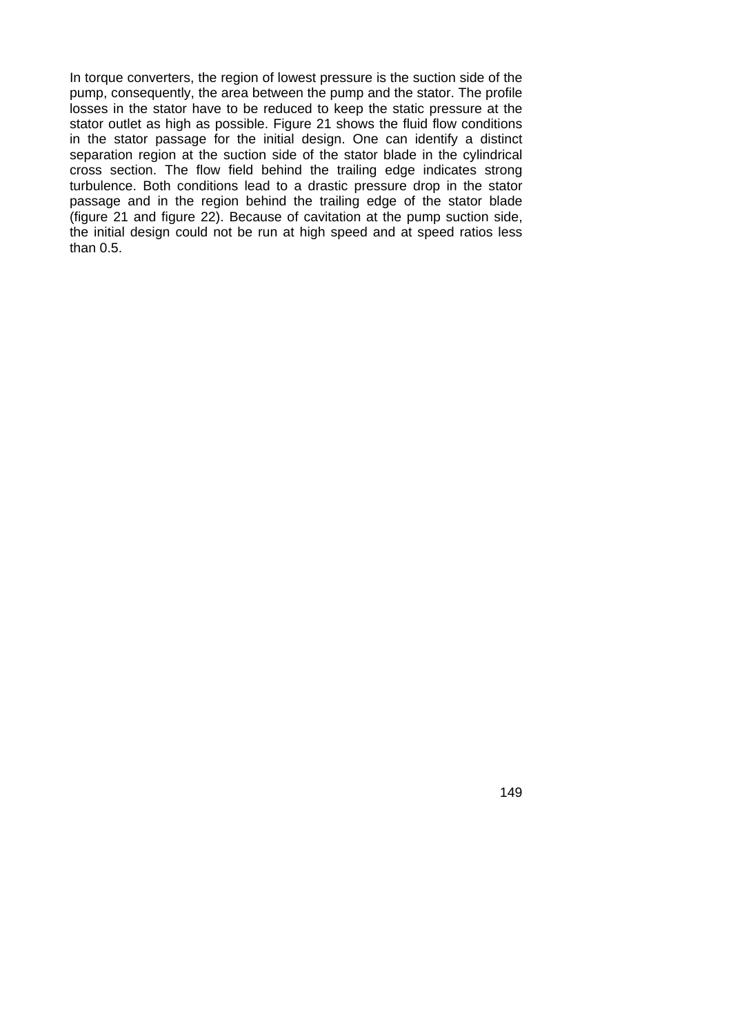In torque converters, the region of lowest pressure is the suction side of the pump, consequently, the area between the pump and the stator. The profile losses in the stator have to be reduced to keep the static pressure at the stator outlet as high as possible. Figure 21 shows the fluid flow conditions in the stator passage for the initial design. One can identify a distinct separation region at the suction side of the stator blade in the cylindrical cross section. The flow field behind the trailing edge indicates strong turbulence. Both conditions lead to a drastic pressure drop in the stator passage and in the region behind the trailing edge of the stator blade (figure 21 and figure 22). Because of cavitation at the pump suction side, the initial design could not be run at high speed and at speed ratios less than 0.5.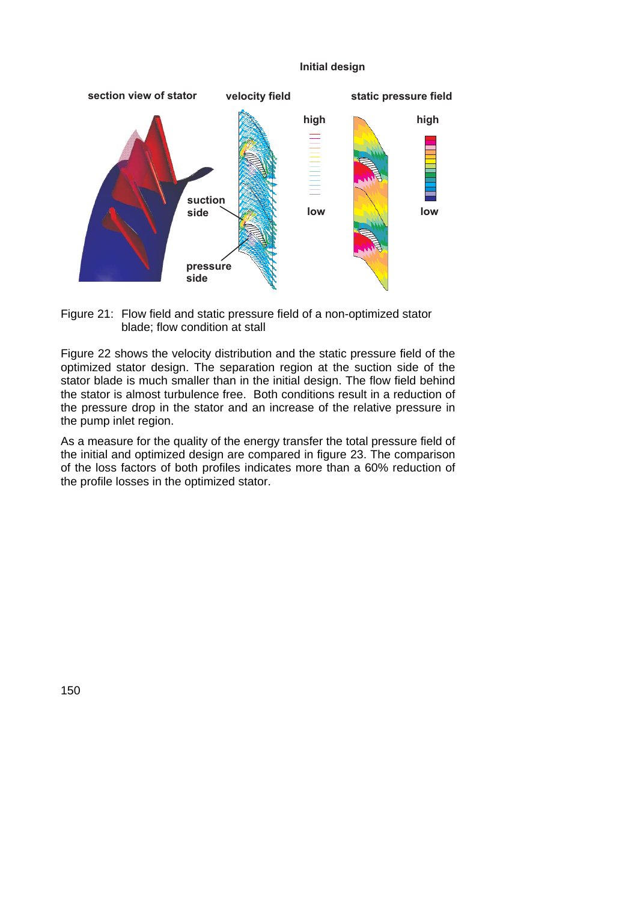Figure 21: Flow field and static pressure field of a non-optimized stator blade; flow condition at stall

Figure 22 shows the velocity distribution and the static pressure field of the optimized stator design. The separation region at the suction side of the stator blade is much smaller than in the initial design. The flow field behind the stator is almost turbulence free. Both conditions result in a reduction of the pressure drop in the stator and an increase of the relative pressure in the pump inlet region.

As a measure for the quality of the energy transfer the total pressure field of the initial and optimized design are compared in figure 23. The comparison of the loss factors of both profiles indicates more than a 60% reduction of the profile losses in the optimized stator.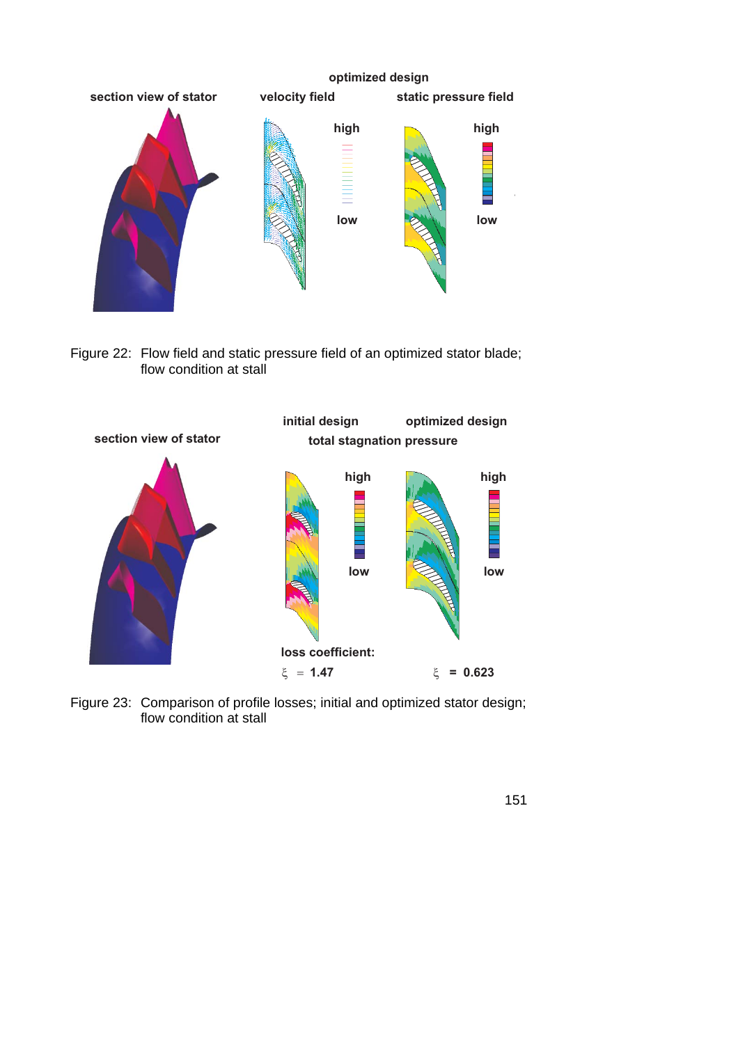Figure 22: Flow field and static pressure field of an optimized stator blade; flow condition at stall

Figure 23: Comparison of profile losses; initial and optimized stator design; flow condition at stall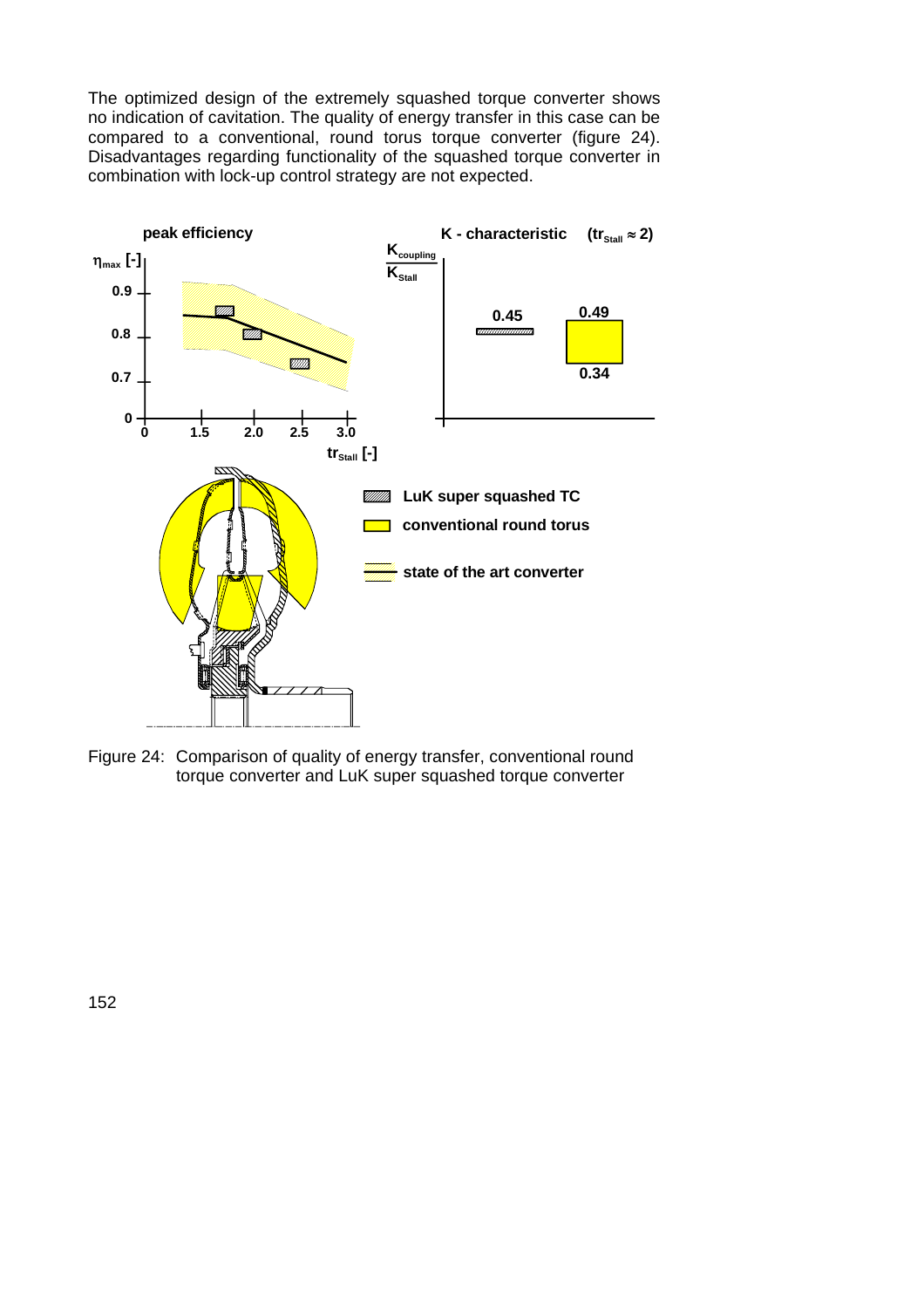The optimized design of the extremely squashed torque converter shows no indication of cavitation. The quality of energy transfer in this case can be compared to a conventional, round torus torque converter (figure 24). Disadvantages regarding functionality of the squashed torque converter in combination with lock-up control strategy are not expected.

Figure 24: Comparison of quality of energy transfer, conventional round torque converter and LuK super squashed torque converter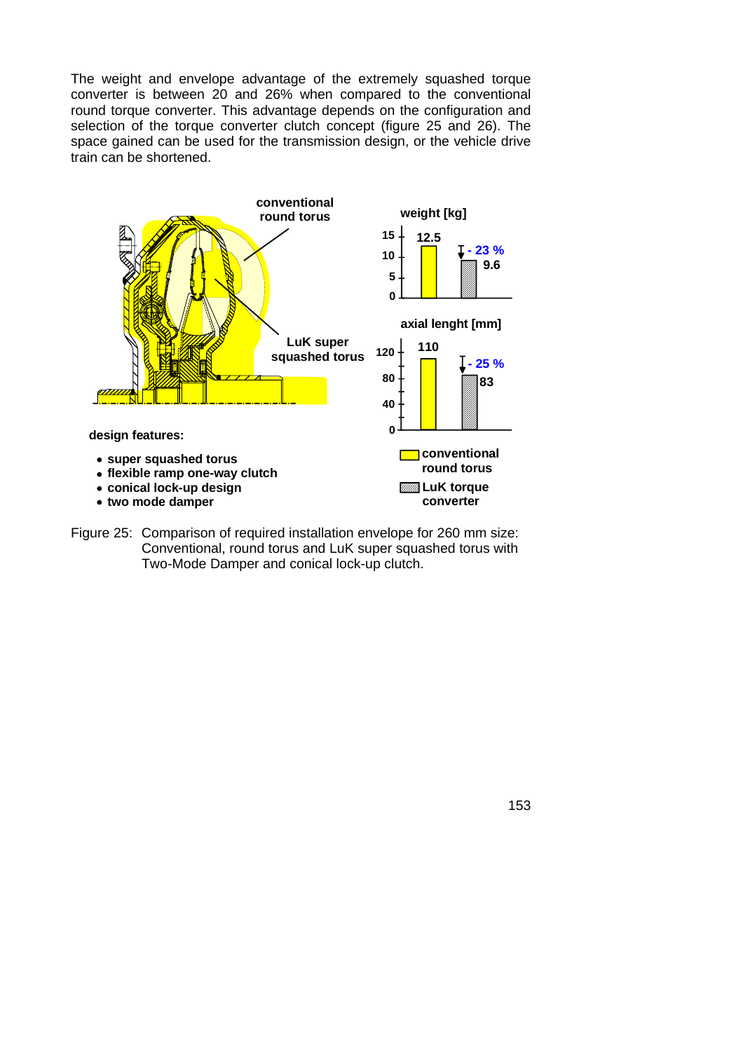The weight and envelope advantage of the extremely squashed torque converter is between 20 and 26% when compared to the conventional round torque converter. This advantage depends on the configuration and selection of the torque converter clutch concept (figure 25 and 26). The space gained can be used for the transmission design, or the vehicle drive train can be shortened.

**design features:**

- **super squashed torus**
- **flexible ramp one-way clutch**
- **conical lock-up design**
- **two mode damper**

Figure 25: Comparison of required installation envelope for 260 mm size: Conventional, round torus and LuK super squashed torus with Two-Mode Damper and conical lock-up clutch.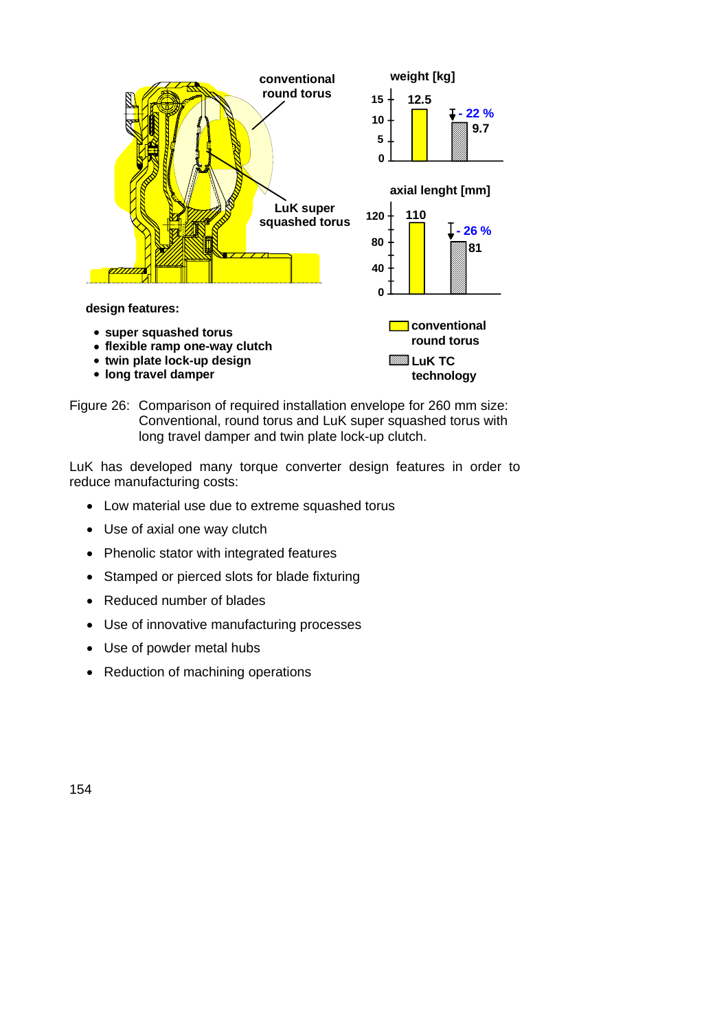conventional round torus

LuK super squashed torus

weight [kg]

axial lenght [mm]

design features:

- super squashed torus
- flexible ramp one-way clutch
- twin plate lock-up design
- long travel damper

| | conventional round torus | LuK TC technology |
|---|---|---|
| weight [kg] | 12.5 | 9.7 (- 22 %) |
| axial lenght [mm] | 110 | 81 (- 26 %) |

Figure 26: Comparison of required installation envelope for 260 mm size: Conventional, round torus and LuK super squashed torus with long travel damper and twin plate lock-up clutch.

LuK has developed many torque converter design features in order to reduce manufacturing costs:

- Low material use due to extreme squashed torus
- Use of axial one way clutch
- Phenolic stator with integrated features
- Stamped or pierced slots for blade fixturing
- Reduced number of blades
- Use of innovative manufacturing processes
- Use of powder metal hubs
- Reduction of machining operations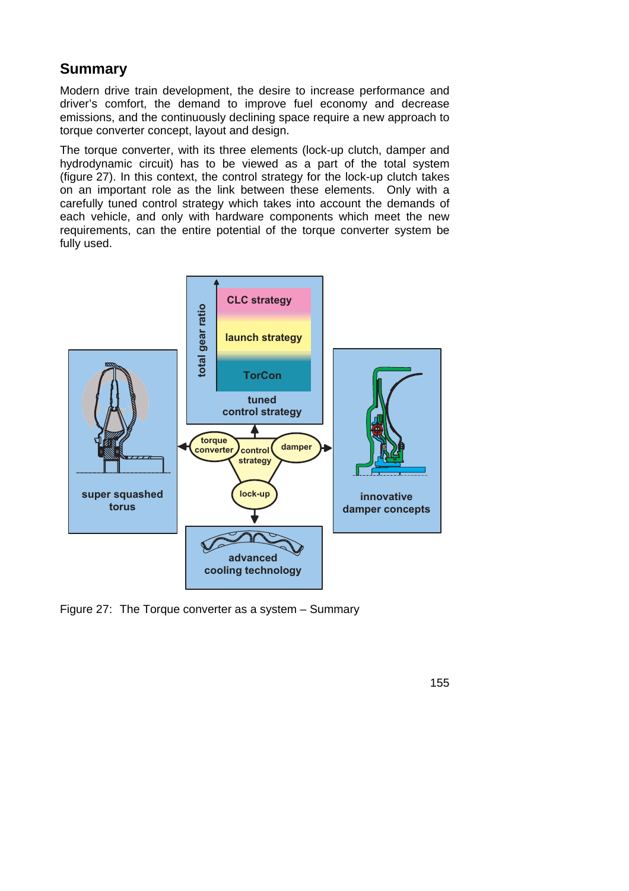## Summary

Modern drive train development, the desire to increase performance and driver's comfort, the demand to improve fuel economy and decrease emissions, and the continuously declining space require a new approach to torque converter concept, layout and design.

The torque converter, with its three elements (lock-up clutch, damper and hydrodynamic circuit) has to be viewed as a part of the total system (figure 27). In this context, the control strategy for the lock-up clutch takes on an important role as the link between these elements. Only with a carefully tuned control strategy which takes into account the demands of each vehicle, and only with hardware components which meet the new requirements, can the entire potential of the torque converter system be fully used.

Figure 27: The Torque converter as a system – Summary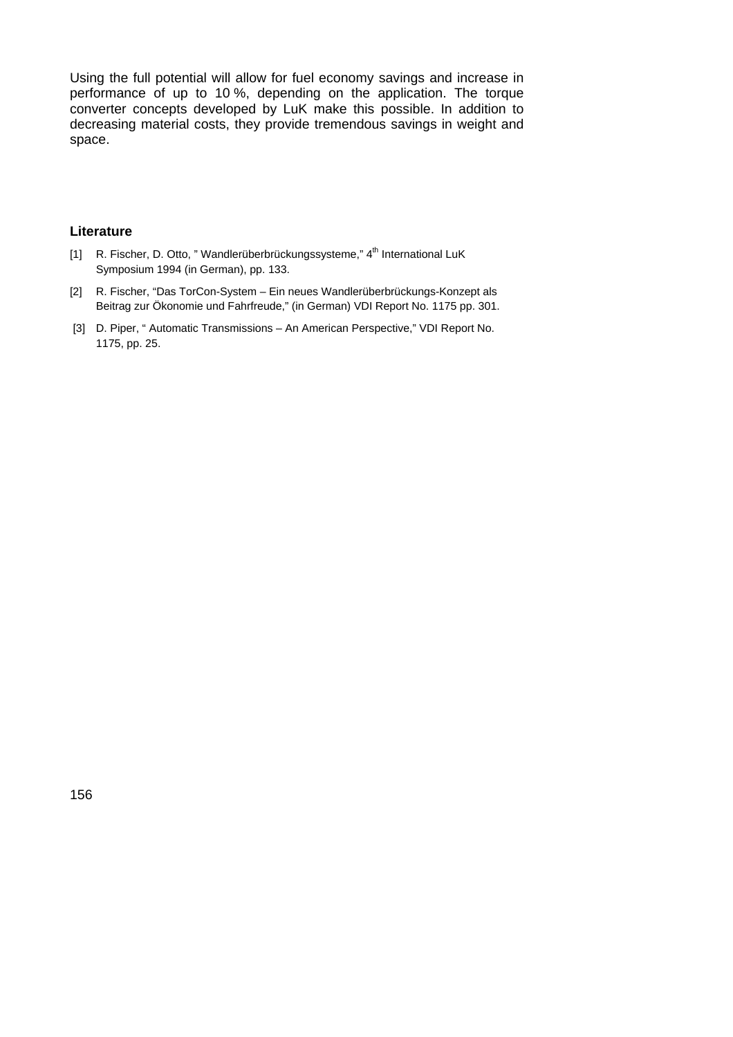Using the full potential will allow for fuel economy savings and increase in performance of up to 10 %, depending on the application. The torque converter concepts developed by LuK make this possible. In addition to decreasing material costs, they provide tremendous savings in weight and space.

## Literature

[1] R. Fischer, D. Otto, " Wandlerüberbrückungssysteme," 4th International LuK Symposium 1994 (in German), pp. 133.

[2] R. Fischer, "Das TorCon-System – Ein neues Wandlerüberbrückungs-Konzept als Beitrag zur Ökonomie und Fahrfreude," (in German) VDI Report No. 1175 pp. 301.

[3] D. Piper, " Automatic Transmissions – An American Perspective," VDI Report No. 1175, pp. 25.